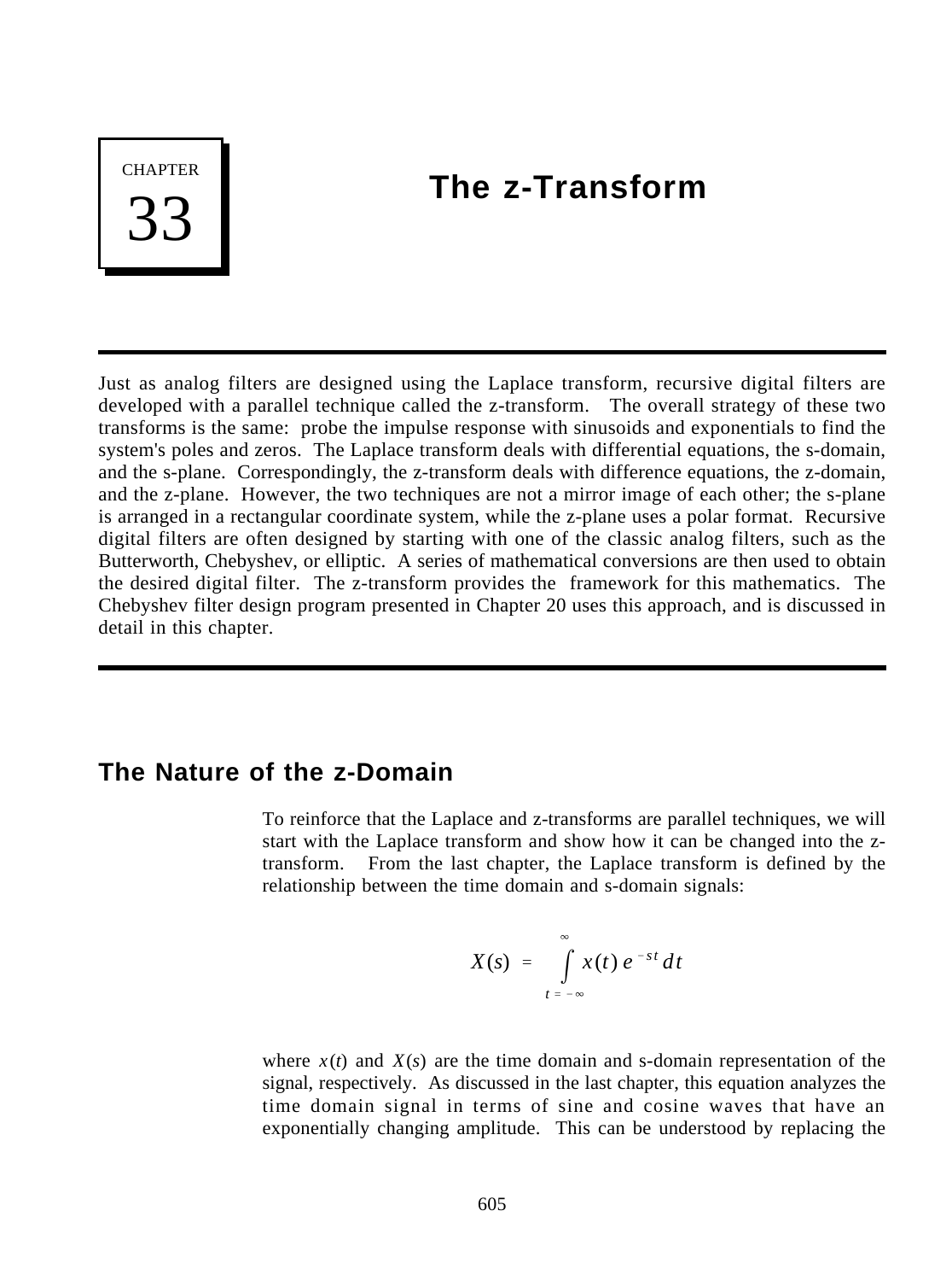# CHAPTER 33

# The z-Transform

Just as analog filters are designed using the Laplace transform, recursive digital filters are developed with a parallel technique called the z-transform. The overall strategy of these two transforms is the same: probe the impulse response with sinusoids and exponentials to find the system's poles and zeros. The Laplace transform deals with differential equations, the s-domain, and the s-plane. Correspondingly, the z-transform deals with difference equations, the z-domain, and the z-plane. However, the two techniques are not a mirror image of each other; the s-plane is arranged in a rectangular coordinate system, while the z-plane uses a polar format. Recursive digital filters are often designed by starting with one of the classic analog filters, such as the Butterworth, Chebyshev, or elliptic. A series of mathematical conversions are then used to obtain the desired digital filter. The z-transform provides the framework for this mathematics. The Chebyshev filter design program presented in Chapter 20 uses this approach, and is discussed in detail in this chapter.

## The Nature of the z-Domain

To reinforce that the Laplace and z-transforms are parallel techniques, we will start with the Laplace transform and show how it can be changed into the z-transform. From the last chapter, the Laplace transform is defined by the relationship between the time domain and s-domain signals:

$$X(s) = \int_{t=-\infty}^{\infty} x(t)\, e^{-st}\, dt$$

where $x(t)$ and $X(s)$ are the time domain and s-domain representation of the signal, respectively. As discussed in the last chapter, this equation analyzes the time domain signal in terms of sine and cosine waves that have an exponentially changing amplitude. This can be understood by replacing the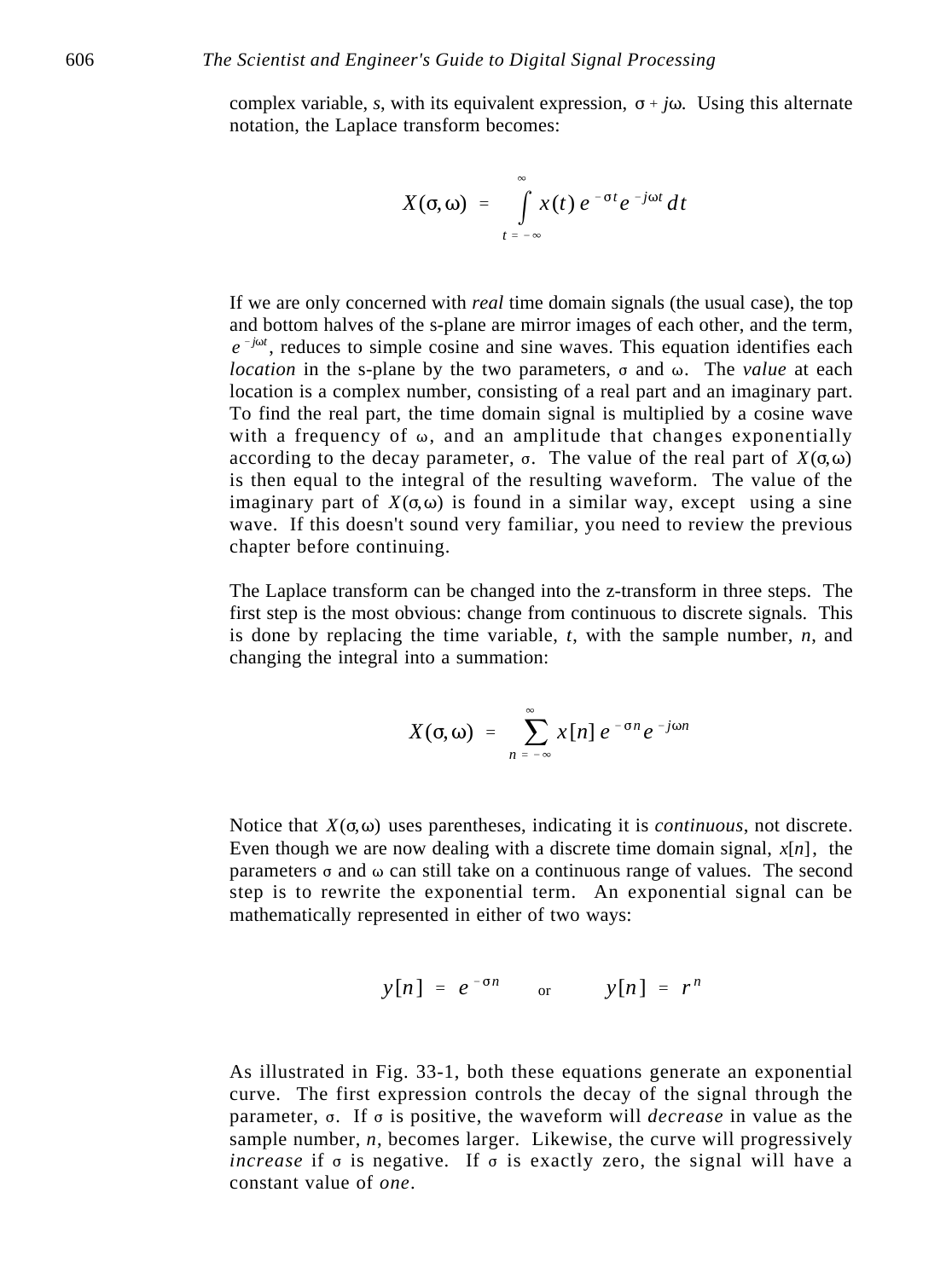complex variable, $s$, with its equivalent expression, $\sigma + j\omega$. Using this alternate notation, the Laplace transform becomes:

$$X(\sigma, \omega) = \int_{t=-\infty}^{\infty} x(t)\, e^{-\sigma t} e^{-j\omega t}\, dt$$

If we are only concerned with *real* time domain signals (the usual case), the top and bottom halves of the s-plane are mirror images of each other, and the term, $e^{-j\omega t}$, reduces to simple cosine and sine waves. This equation identifies each *location* in the s-plane by the two parameters, $\sigma$ and $\omega$. The *value* at each location is a complex number, consisting of a real part and an imaginary part. To find the real part, the time domain signal is multiplied by a cosine wave with a frequency of $\omega$, and an amplitude that changes exponentially according to the decay parameter, $\sigma$. The value of the real part of $X(\sigma,\omega)$ is then equal to the integral of the resulting waveform. The value of the imaginary part of $X(\sigma,\omega)$ is found in a similar way, except using a sine wave. If this doesn't sound very familiar, you need to review the previous chapter before continuing.

The Laplace transform can be changed into the z-transform in three steps. The first step is the most obvious: change from continuous to discrete signals. This is done by replacing the time variable, $t$, with the sample number, $n$, and changing the integral into a summation:

$$X(\sigma, \omega) = \sum_{n=-\infty}^{\infty} x[n]\, e^{-\sigma n} e^{-j\omega n}$$

Notice that $X(\sigma,\omega)$ uses parentheses, indicating it is *continuous*, not discrete. Even though we are now dealing with a discrete time domain signal, $x[n]$, the parameters $\sigma$ and $\omega$ can still take on a continuous range of values. The second step is to rewrite the exponential term. An exponential signal can be mathematically represented in either of two ways:

$$y[n] = e^{-\sigma n} \quad \text{or} \quad y[n] = r^{n}$$

As illustrated in Fig. 33-1, both these equations generate an exponential curve. The first expression controls the decay of the signal through the parameter, $\sigma$. If $\sigma$ is positive, the waveform will *decrease* in value as the sample number, $n$, becomes larger. Likewise, the curve will progressively *increase* if $\sigma$ is negative. If $\sigma$ is exactly zero, the signal will have a constant value of *one*.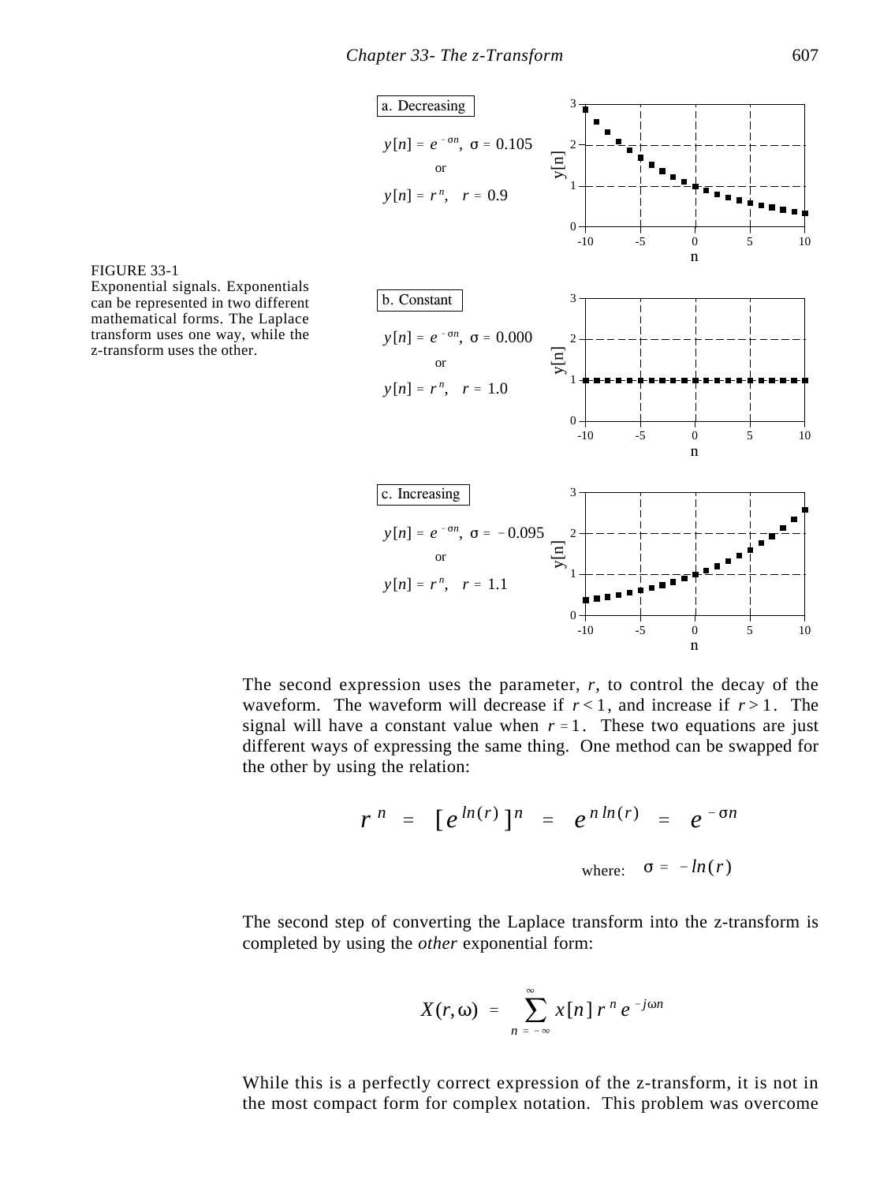a. Decreasing

$y[n] = e^{-\sigma n}$, $\sigma = 0.105$

or

$y[n] = r^n$, $r = 0.9$

b. Constant

$y[n] = e^{-\sigma n}$, $\sigma = 0.000$

or

$y[n] = r^n$, $r = 1.0$

c. Increasing

$y[n] = e^{-\sigma n}$, $\sigma = -0.095$

or

$y[n] = r^n$, $r = 1.1$

FIGURE 33-1
Exponential signals. Exponentials can be represented in two different mathematical forms. The Laplace transform uses one way, while the z-transform uses the other.

The second expression uses the parameter, $r$, to control the decay of the waveform. The waveform will decrease if $r < 1$, and increase if $r > 1$. The signal will have a constant value when $r = 1$. These two equations are just different ways of expressing the same thing. One method can be swapped for the other by using the relation:

$$r^n = [e^{ln(r)}]^n = e^{n\,ln(r)} = e^{-\sigma n}$$

$$\text{where:} \quad \sigma = -ln(r)$$

The second step of converting the Laplace transform into the z-transform is completed by using the *other* exponential form:

$$X(r, \omega) = \sum_{n=-\infty}^{\infty} x[n]\, r^n\, e^{-j\omega n}$$

While this is a perfectly correct expression of the z-transform, it is not in the most compact form for complex notation. This problem was overcome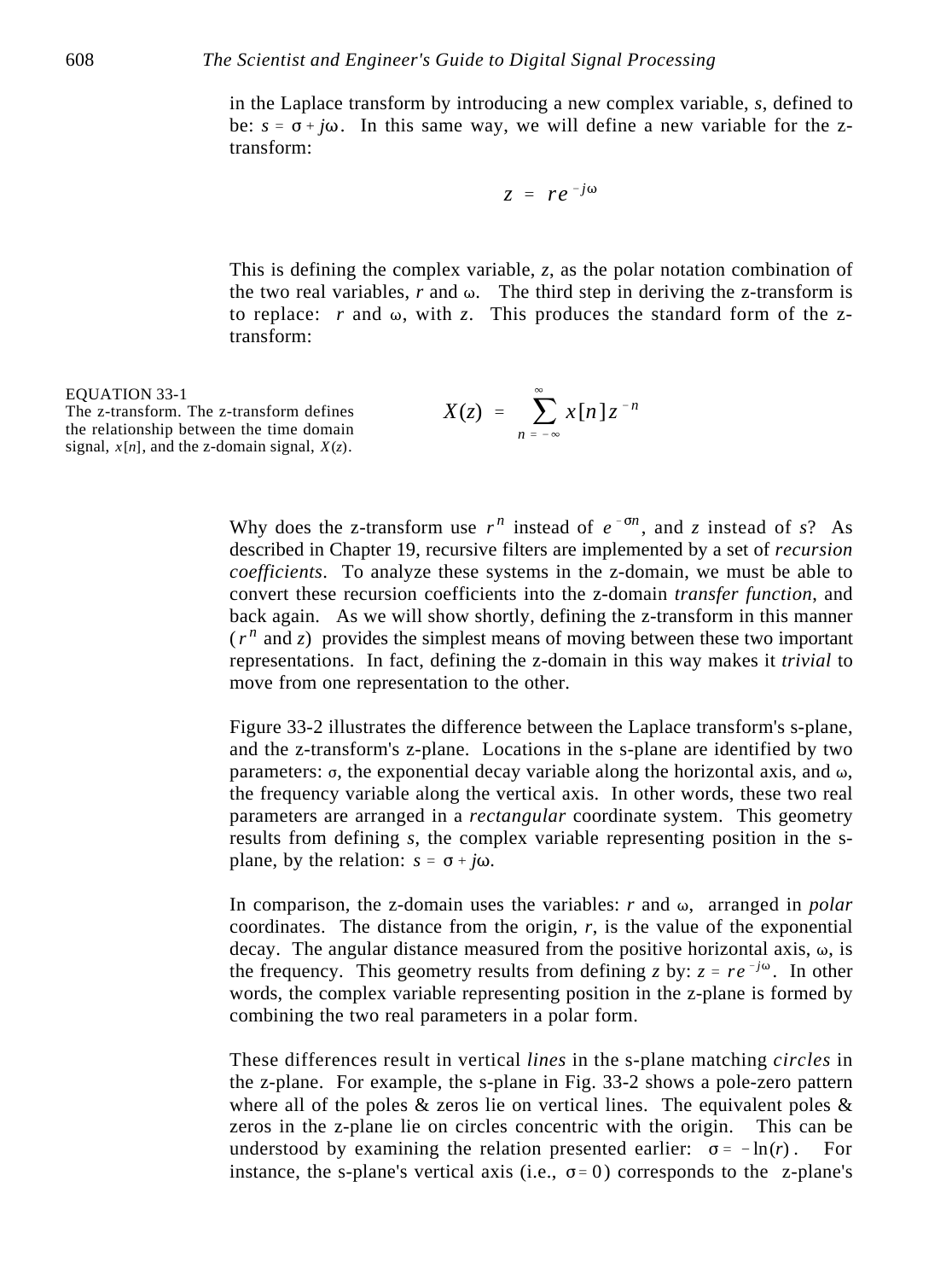in the Laplace transform by introducing a new complex variable, *s*, defined to be: $s = \sigma + j\omega$. In this same way, we will define a new variable for the z-transform:

$$z = re^{-j\omega}$$

This is defining the complex variable, *z*, as the polar notation combination of the two real variables, *r* and $\omega$. The third step in deriving the z-transform is to replace: *r* and $\omega$, with *z*. This produces the standard form of the z-transform:

EQUATION 33-1
The z-transform. The z-transform defines the relationship between the time domain signal, $x[n]$, and the z-domain signal, $X(z)$.

$$X(z) = \sum_{n=-\infty}^{\infty} x[n]\, z^{-n}$$

Why does the z-transform use $r^n$ instead of $e^{-\sigma n}$, and *z* instead of *s*? As described in Chapter 19, recursive filters are implemented by a set of *recursion coefficients*. To analyze these systems in the z-domain, we must be able to convert these recursion coefficients into the z-domain *transfer function*, and back again. As we will show shortly, defining the z-transform in this manner ($r^n$ and *z*) provides the simplest means of moving between these two important representations. In fact, defining the z-domain in this way makes it *trivial* to move from one representation to the other.

Figure 33-2 illustrates the difference between the Laplace transform's s-plane, and the z-transform's z-plane. Locations in the s-plane are identified by two parameters: $\sigma$, the exponential decay variable along the horizontal axis, and $\omega$, the frequency variable along the vertical axis. In other words, these two real parameters are arranged in a *rectangular* coordinate system. This geometry results from defining *s*, the complex variable representing position in the s-plane, by the relation: $s = \sigma + j\omega$.

In comparison, the z-domain uses the variables: *r* and $\omega$, arranged in *polar* coordinates. The distance from the origin, *r*, is the value of the exponential decay. The angular distance measured from the positive horizontal axis, $\omega$, is the frequency. This geometry results from defining *z* by: $z = re^{-j\omega}$. In other words, the complex variable representing position in the z-plane is formed by combining the two real parameters in a polar form.

These differences result in vertical *lines* in the s-plane matching *circles* in the z-plane. For example, the s-plane in Fig. 33-2 shows a pole-zero pattern where all of the poles & zeros lie on vertical lines. The equivalent poles & zeros in the z-plane lie on circles concentric with the origin. This can be understood by examining the relation presented earlier: $\sigma = -\ln(r)$. For instance, the s-plane's vertical axis (i.e., $\sigma = 0$) corresponds to the z-plane's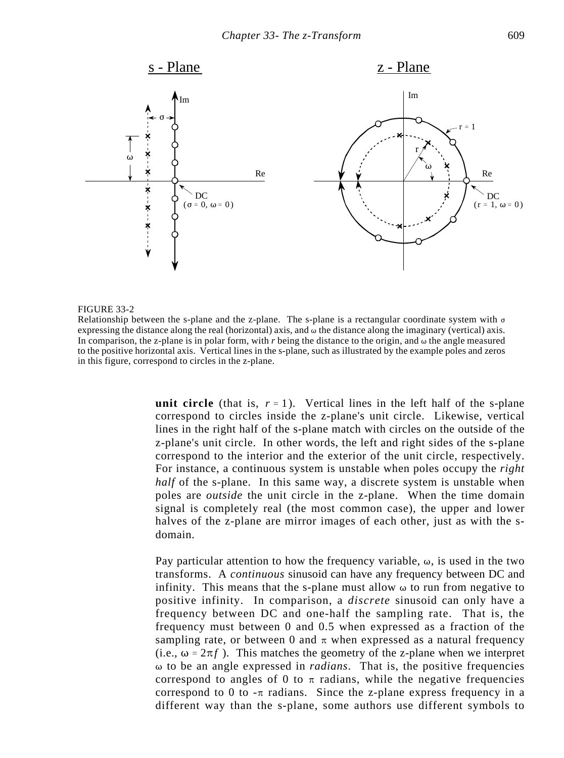FIGURE 33-2
Relationship between the s-plane and the z-plane. The s-plane is a rectangular coordinate system with $\sigma$ expressing the distance along the real (horizontal) axis, and $\omega$ the distance along the imaginary (vertical) axis. In comparison, the z-plane is in polar form, with $r$ being the distance to the origin, and $\omega$ the angle measured to the positive horizontal axis. Vertical lines in the s-plane, such as illustrated by the example poles and zeros in this figure, correspond to circles in the z-plane.

**unit circle** (that is, $r = 1$). Vertical lines in the left half of the s-plane correspond to circles inside the z-plane's unit circle. Likewise, vertical lines in the right half of the s-plane match with circles on the outside of the z-plane's unit circle. In other words, the left and right sides of the s-plane correspond to the interior and the exterior of the unit circle, respectively. For instance, a continuous system is unstable when poles occupy the *right half* of the s-plane. In this same way, a discrete system is unstable when poles are *outside* the unit circle in the z-plane. When the time domain signal is completely real (the most common case), the upper and lower halves of the z-plane are mirror images of each other, just as with the s-domain.

Pay particular attention to how the frequency variable, $\omega$, is used in the two transforms. A *continuous* sinusoid can have any frequency between DC and infinity. This means that the s-plane must allow $\omega$ to run from negative to positive infinity. In comparison, a *discrete* sinusoid can only have a frequency between DC and one-half the sampling rate. That is, the frequency must between 0 and 0.5 when expressed as a fraction of the sampling rate, or between 0 and $\pi$ when expressed as a natural frequency (i.e., $\omega = 2\pi f$ ). This matches the geometry of the z-plane when we interpret $\omega$ to be an angle expressed in *radians*. That is, the positive frequencies correspond to angles of 0 to $\pi$ radians, while the negative frequencies correspond to 0 to $-\pi$ radians. Since the z-plane express frequency in a different way than the s-plane, some authors use different symbols to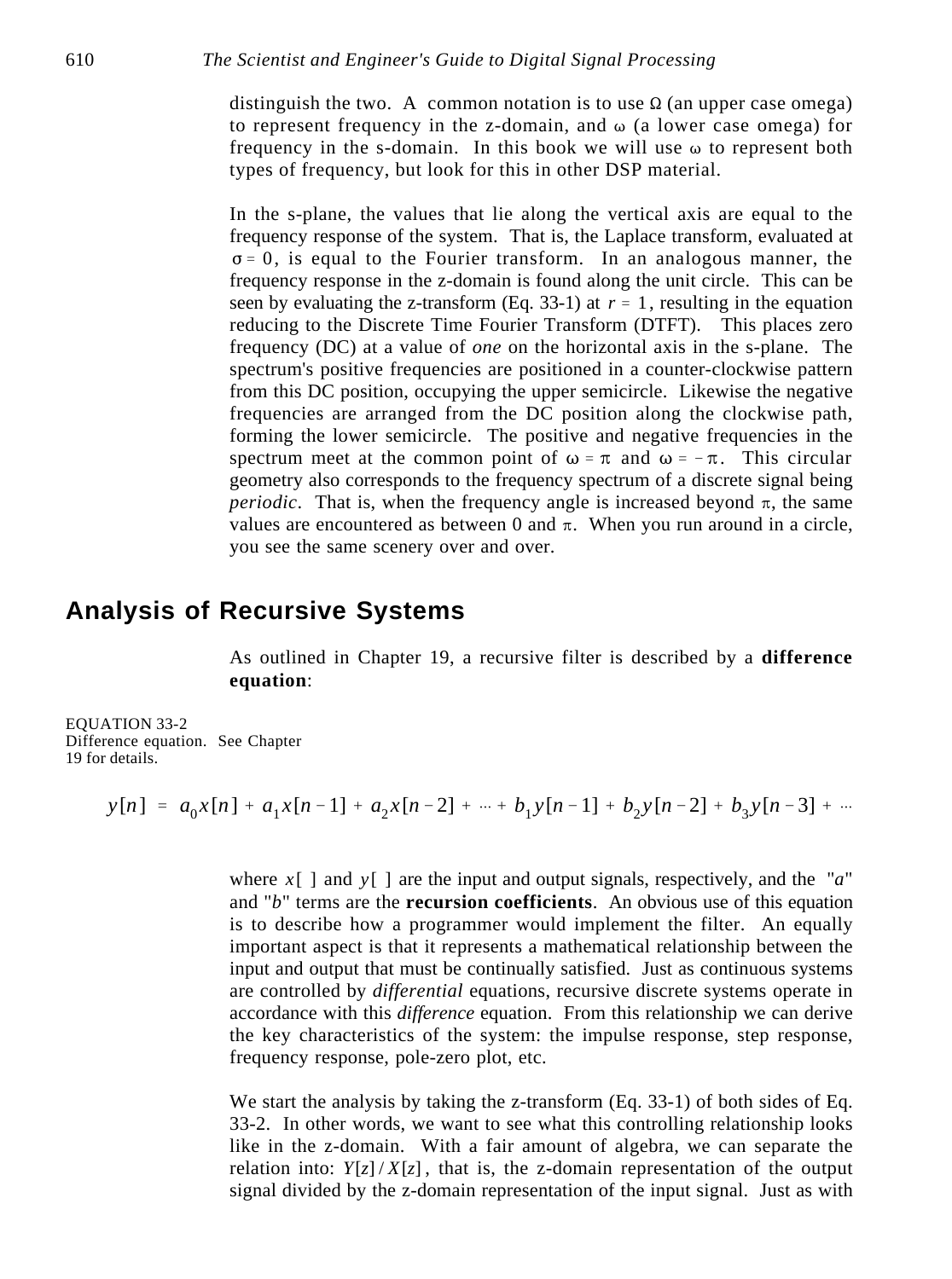distinguish the two. A common notation is to use Ω (an upper case omega) to represent frequency in the z-domain, and ω (a lower case omega) for frequency in the s-domain. In this book we will use ω to represent both types of frequency, but look for this in other DSP material.

In the s-plane, the values that lie along the vertical axis are equal to the frequency response of the system. That is, the Laplace transform, evaluated at $\sigma = 0$, is equal to the Fourier transform. In an analogous manner, the frequency response in the z-domain is found along the unit circle. This can be seen by evaluating the z-transform (Eq. 33-1) at $r = 1$, resulting in the equation reducing to the Discrete Time Fourier Transform (DTFT). This places zero frequency (DC) at a value of *one* on the horizontal axis in the s-plane. The spectrum's positive frequencies are positioned in a counter-clockwise pattern from this DC position, occupying the upper semicircle. Likewise the negative frequencies are arranged from the DC position along the clockwise path, forming the lower semicircle. The positive and negative frequencies in the spectrum meet at the common point of $\omega = \pi$ and $\omega = -\pi$. This circular geometry also corresponds to the frequency spectrum of a discrete signal being *periodic*. That is, when the frequency angle is increased beyond π, the same values are encountered as between 0 and π. When you run around in a circle, you see the same scenery over and over.

## Analysis of Recursive Systems

As outlined in Chapter 19, a recursive filter is described by a **difference equation**:

EQUATION 33-2
Difference equation. See Chapter 19 for details.

$$y[n] = a_0 x[n] + a_1 x[n-1] + a_2 x[n-2] + \cdots + b_1 y[n-1] + b_2 y[n-2] + b_3 y[n-3] + \cdots$$

where $x[\ ]$ and $y[\ ]$ are the input and output signals, respectively, and the "*a*" and "*b*" terms are the **recursion coefficients**. An obvious use of this equation is to describe how a programmer would implement the filter. An equally important aspect is that it represents a mathematical relationship between the input and output that must be continually satisfied. Just as continuous systems are controlled by *differential* equations, recursive discrete systems operate in accordance with this *difference* equation. From this relationship we can derive the key characteristics of the system: the impulse response, step response, frequency response, pole-zero plot, etc.

We start the analysis by taking the z-transform (Eq. 33-1) of both sides of Eq. 33-2. In other words, we want to see what this controlling relationship looks like in the z-domain. With a fair amount of algebra, we can separate the relation into: $Y[z] / X[z]$, that is, the z-domain representation of the output signal divided by the z-domain representation of the input signal. Just as with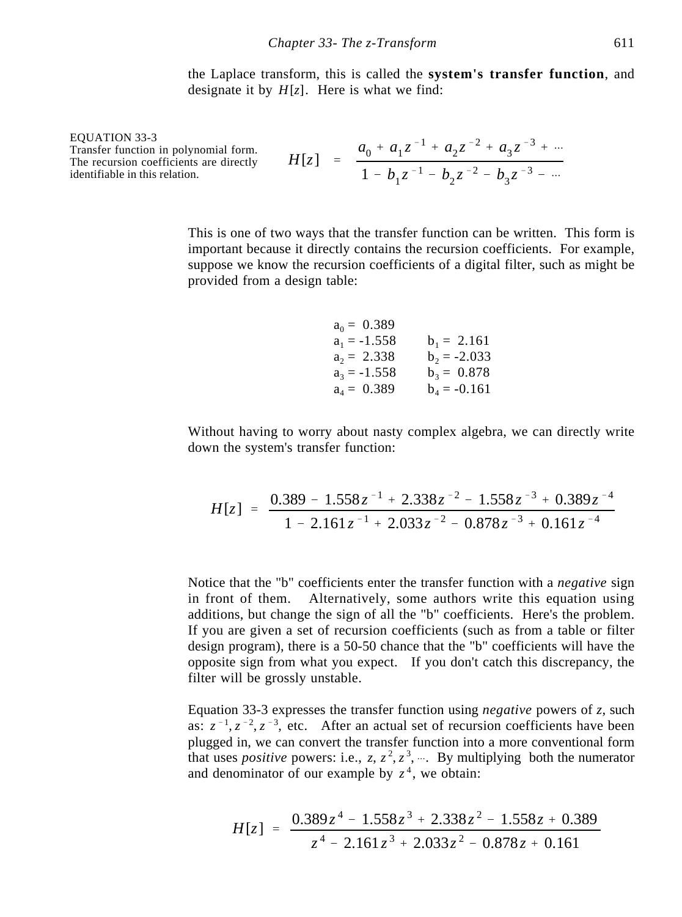the Laplace transform, this is called the **system's transfer function**, and designate it by $H[z]$. Here is what we find:

EQUATION 33-3
Transfer function in polynomial form. The recursion coefficients are directly identifiable in this relation.

$$H[z] = \frac{a_0 + a_1 z^{-1} + a_2 z^{-2} + a_3 z^{-3} + \cdots}{1 - b_1 z^{-1} - b_2 z^{-2} - b_3 z^{-3} - \cdots}$$

This is one of two ways that the transfer function can be written. This form is important because it directly contains the recursion coefficients. For example, suppose we know the recursion coefficients of a digital filter, such as might be provided from a design table:

| | |
|---|---|
| $a_0 = 0.389$ | |
| $a_1 = -1.558$ | $b_1 = 2.161$ |
| $a_2 = 2.338$ | $b_2 = -2.033$ |
| $a_3 = -1.558$ | $b_3 = 0.878$ |
| $a_4 = 0.389$ | $b_4 = -0.161$ |

Without having to worry about nasty complex algebra, we can directly write down the system's transfer function:

$$H[z] = \frac{0.389 - 1.558z^{-1} + 2.338z^{-2} - 1.558z^{-3} + 0.389z^{-4}}{1 - 2.161z^{-1} + 2.033z^{-2} - 0.878z^{-3} + 0.161z^{-4}}$$

Notice that the "b" coefficients enter the transfer function with a *negative* sign in front of them. Alternatively, some authors write this equation using additions, but change the sign of all the "b" coefficients. Here's the problem. If you are given a set of recursion coefficients (such as from a table or filter design program), there is a 50-50 chance that the "b" coefficients will have the opposite sign from what you expect. If you don't catch this discrepancy, the filter will be grossly unstable.

Equation 33-3 expresses the transfer function using *negative* powers of $z$, such as: $z^{-1}, z^{-2}, z^{-3}$, etc. After an actual set of recursion coefficients have been plugged in, we can convert the transfer function into a more conventional form that uses *positive* powers: i.e., $z, z^2, z^3, \cdots$. By multiplying both the numerator and denominator of our example by $z^4$, we obtain:

$$H[z] = \frac{0.389z^4 - 1.558z^3 + 2.338z^2 - 1.558z + 0.389}{z^4 - 2.161z^3 + 2.033z^2 - 0.878z + 0.161}$$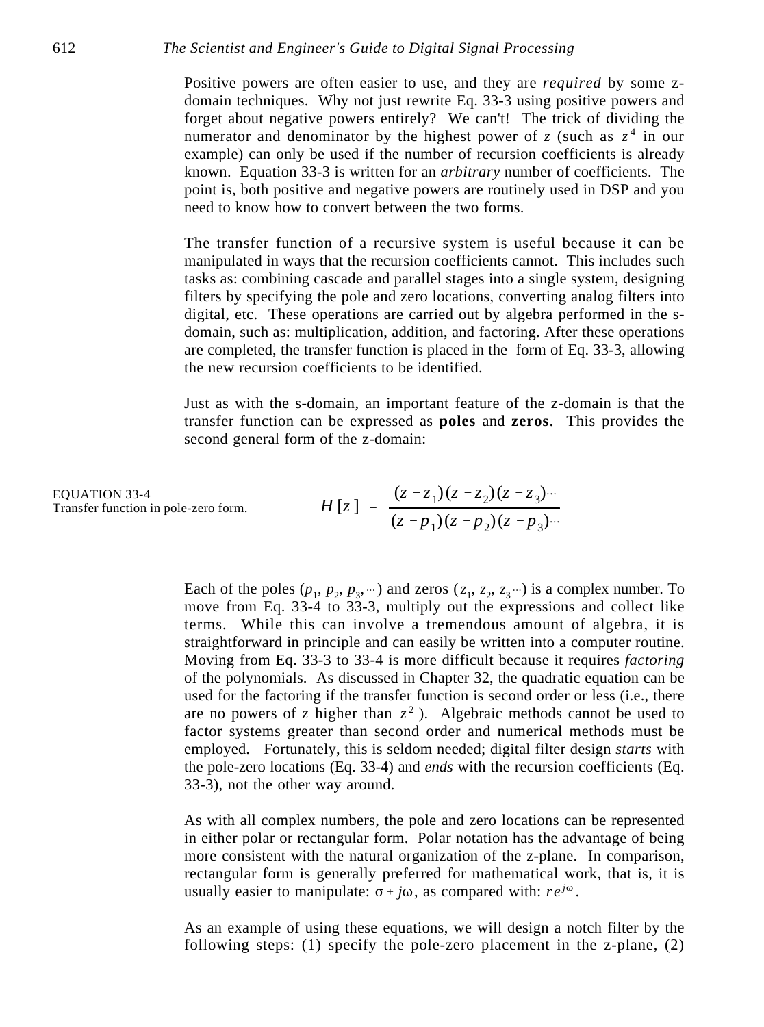Positive powers are often easier to use, and they are *required* by some z-domain techniques. Why not just rewrite Eq. 33-3 using positive powers and forget about negative powers entirely? We can't! The trick of dividing the numerator and denominator by the highest power of $z$ (such as $z^4$ in our example) can only be used if the number of recursion coefficients is already known. Equation 33-3 is written for an *arbitrary* number of coefficients. The point is, both positive and negative powers are routinely used in DSP and you need to know how to convert between the two forms.

The transfer function of a recursive system is useful because it can be manipulated in ways that the recursion coefficients cannot. This includes such tasks as: combining cascade and parallel stages into a single system, designing filters by specifying the pole and zero locations, converting analog filters into digital, etc. These operations are carried out by algebra performed in the s-domain, such as: multiplication, addition, and factoring. After these operations are completed, the transfer function is placed in the form of Eq. 33-3, allowing the new recursion coefficients to be identified.

Just as with the s-domain, an important feature of the z-domain is that the transfer function can be expressed as **poles** and **zeros**. This provides the second general form of the z-domain:

EQUATION 33-4
Transfer function in pole-zero form.

$$H[z] = \frac{(z - z_1)(z - z_2)(z - z_3)\cdots}{(z - p_1)(z - p_2)(z - p_3)\cdots}$$

Each of the poles ($p_1$, $p_2$, $p_3$, $\cdots$) and zeros ($z_1$, $z_2$, $z_3 \cdots$) is a complex number. To move from Eq. 33-4 to 33-3, multiply out the expressions and collect like terms. While this can involve a tremendous amount of algebra, it is straightforward in principle and can easily be written into a computer routine. Moving from Eq. 33-3 to 33-4 is more difficult because it requires *factoring* of the polynomials. As discussed in Chapter 32, the quadratic equation can be used for the factoring if the transfer function is second order or less (i.e., there are no powers of $z$ higher than $z^2$). Algebraic methods cannot be used to factor systems greater than second order and numerical methods must be employed. Fortunately, this is seldom needed; digital filter design *starts* with the pole-zero locations (Eq. 33-4) and *ends* with the recursion coefficients (Eq. 33-3), not the other way around.

As with all complex numbers, the pole and zero locations can be represented in either polar or rectangular form. Polar notation has the advantage of being more consistent with the natural organization of the z-plane. In comparison, rectangular form is generally preferred for mathematical work, that is, it is usually easier to manipulate: $\sigma + j\omega$, as compared with: $re^{j\omega}$.

As an example of using these equations, we will design a notch filter by the following steps: (1) specify the pole-zero placement in the z-plane, (2)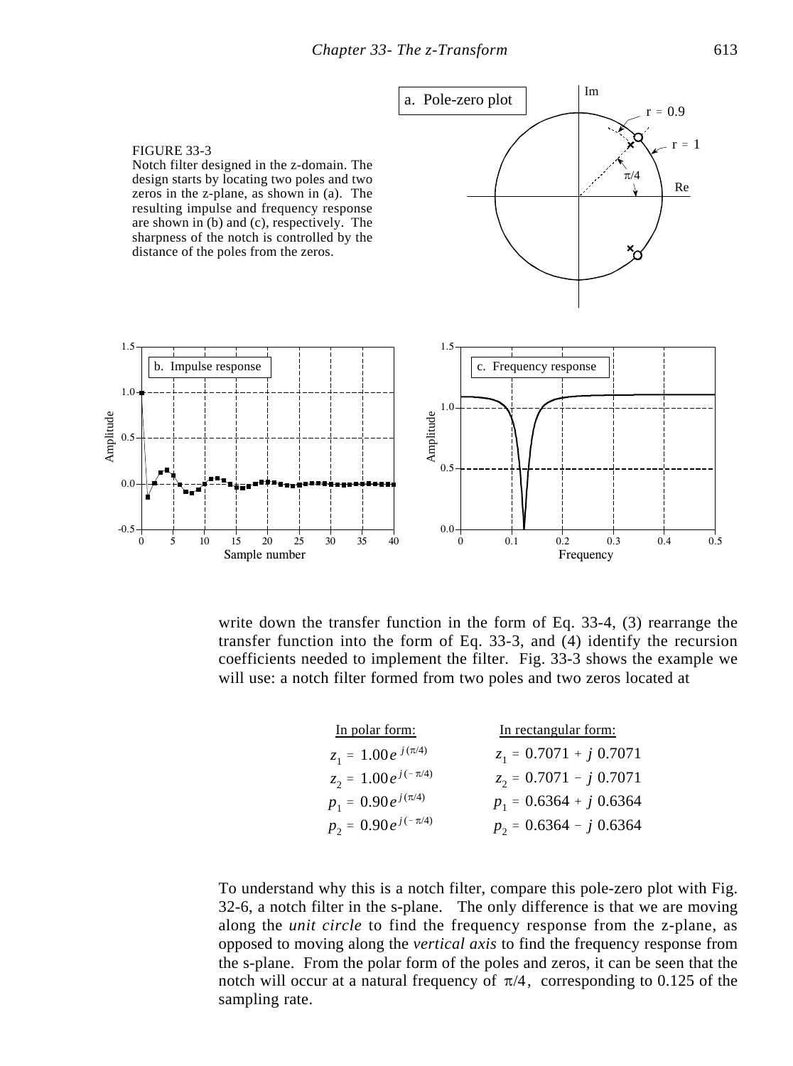FIGURE 33-3
Notch filter designed in the z-domain. The design starts by locating two poles and two zeros in the z-plane, as shown in (a). The resulting impulse and frequency response are shown in (b) and (c), respectively. The sharpness of the notch is controlled by the distance of the poles from the zeros.

write down the transfer function in the form of Eq. 33-4, (3) rearrange the transfer function into the form of Eq. 33-3, and (4) identify the recursion coefficients needed to implement the filter. Fig. 33-3 shows the example we will use: a notch filter formed from two poles and two zeros located at

| In polar form: | In rectangular form: |
|---|---|
| $z_1 = 1.00\, e^{j(\pi/4)}$ | $z_1 = 0.7071 + j\, 0.7071$ |
| $z_2 = 1.00\, e^{j(-\pi/4)}$ | $z_2 = 0.7071 - j\, 0.7071$ |
| $p_1 = 0.90\, e^{j(\pi/4)}$ | $p_1 = 0.6364 + j\, 0.6364$ |
| $p_2 = 0.90\, e^{j(-\pi/4)}$ | $p_2 = 0.6364 - j\, 0.6364$ |

To understand why this is a notch filter, compare this pole-zero plot with Fig. 32-6, a notch filter in the s-plane. The only difference is that we are moving along the *unit circle* to find the frequency response from the z-plane, as opposed to moving along the *vertical axis* to find the frequency response from the s-plane. From the polar form of the poles and zeros, it can be seen that the notch will occur at a natural frequency of $\pi/4$, corresponding to 0.125 of the sampling rate.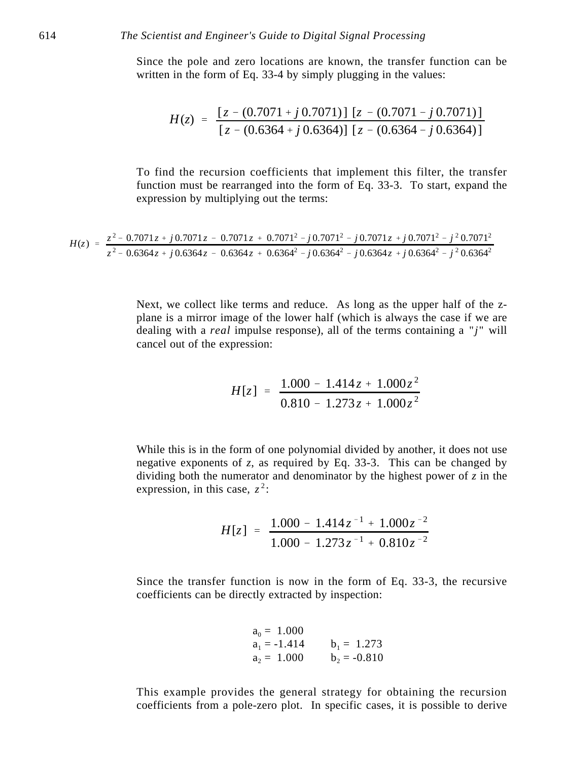Since the pole and zero locations are known, the transfer function can be written in the form of Eq. 33-4 by simply plugging in the values:

$$H(z) = \frac{[z - (0.7071 + j\,0.7071)]\;[z - (0.7071 - j\,0.7071)]}{[z - (0.6364 + j\,0.6364)]\;[z - (0.6364 - j\,0.6364)]}$$

To find the recursion coefficients that implement this filter, the transfer function must be rearranged into the form of Eq. 33-3. To start, expand the expression by multiplying out the terms:

$$H(z) = \frac{z^2 - 0.7071z + j\,0.7071z - 0.7071z + 0.7071^2 - j\,0.7071^2 - j\,0.7071z + j\,0.7071^2 - j^2\,0.7071^2}{z^2 - 0.6364z + j\,0.6364z - 0.6364z + 0.6364^2 - j\,0.6364^2 - j\,0.6364z + j\,0.6364^2 - j^2\,0.6364^2}$$

Next, we collect like terms and reduce. As long as the upper half of the z-plane is a mirror image of the lower half (which is always the case if we are dealing with a *real* impulse response), all of the terms containing a "$j$" will cancel out of the expression:

$$H[z] = \frac{1.000 - 1.414z + 1.000z^2}{0.810 - 1.273z + 1.000z^2}$$

While this is in the form of one polynomial divided by another, it does not use negative exponents of $z$, as required by Eq. 33-3. This can be changed by dividing both the numerator and denominator by the highest power of $z$ in the expression, in this case, $z^2$:

$$H[z] = \frac{1.000 - 1.414z^{-1} + 1.000z^{-2}}{1.000 - 1.273z^{-1} + 0.810z^{-2}}$$

Since the transfer function is now in the form of Eq. 33-3, the recursive coefficients can be directly extracted by inspection:

$a_0 = 1.000$
$a_1 = -1.414$ $\quad$ $b_1 = 1.273$
$a_2 = 1.000$ $\quad$ $b_2 = -0.810$

This example provides the general strategy for obtaining the recursion coefficients from a pole-zero plot. In specific cases, it is possible to derive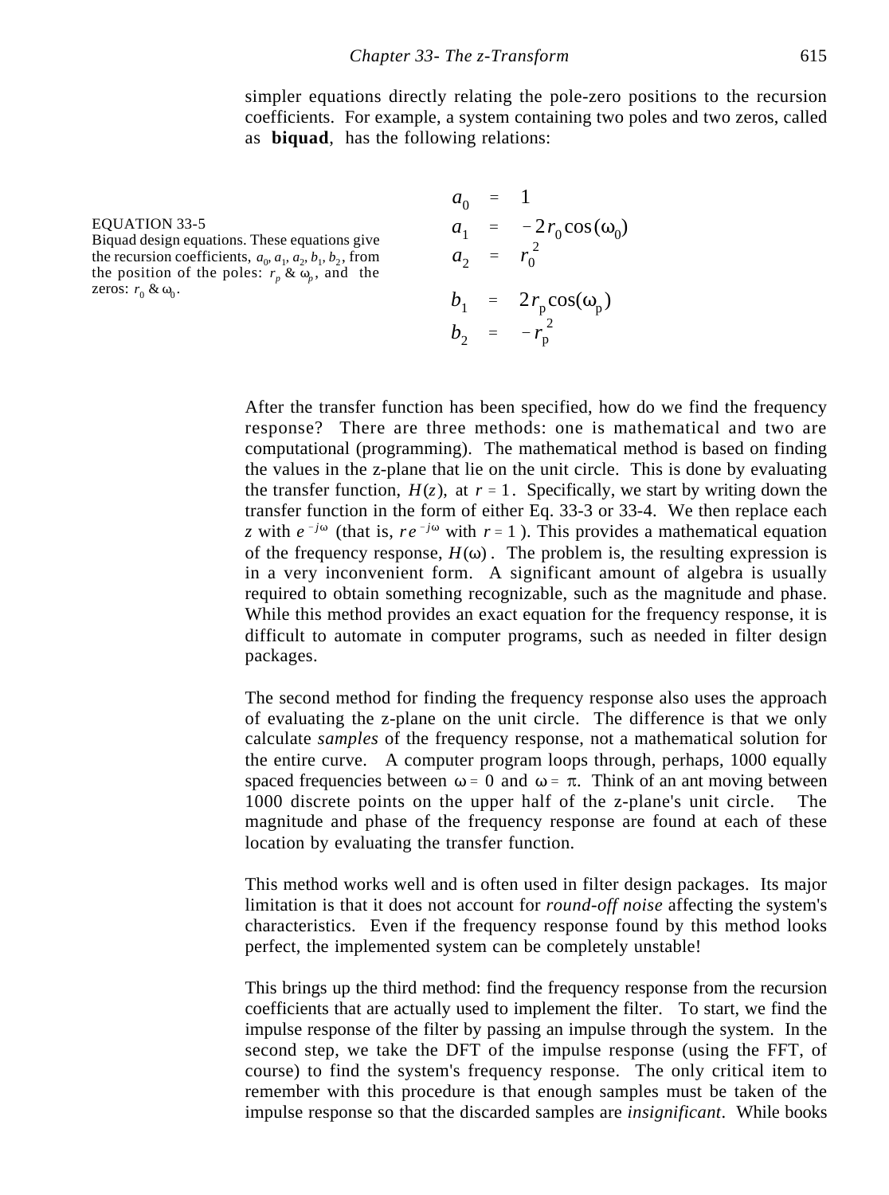simpler equations directly relating the pole-zero positions to the recursion coefficients. For example, a system containing two poles and two zeros, called as **biquad**, has the following relations:

EQUATION 33-5
Biquad design equations. These equations give the recursion coefficients, $a_0$, $a_1$, $a_2$, $b_1$, $b_2$, from the position of the poles: $r_p$ & $\omega_p$, and the zeros: $r_0$ & $\omega_0$.

$$
\begin{aligned}
a_0 &= 1 \\
a_1 &= -2 r_0 \cos(\omega_0) \\
a_2 &= r_0^2 \\
\\
b_1 &= 2 r_p \cos(\omega_p) \\
b_2 &= -r_p^2
\end{aligned}
$$

After the transfer function has been specified, how do we find the frequency response? There are three methods: one is mathematical and two are computational (programming). The mathematical method is based on finding the values in the z-plane that lie on the unit circle. This is done by evaluating the transfer function, $H(z)$, at $r = 1$. Specifically, we start by writing down the transfer function in the form of either Eq. 33-3 or 33-4. We then replace each $z$ with $e^{-j\omega}$ (that is, $re^{-j\omega}$ with $r = 1$). This provides a mathematical equation of the frequency response, $H(\omega)$. The problem is, the resulting expression is in a very inconvenient form. A significant amount of algebra is usually required to obtain something recognizable, such as the magnitude and phase. While this method provides an exact equation for the frequency response, it is difficult to automate in computer programs, such as needed in filter design packages.

The second method for finding the frequency response also uses the approach of evaluating the z-plane on the unit circle. The difference is that we only calculate *samples* of the frequency response, not a mathematical solution for the entire curve. A computer program loops through, perhaps, 1000 equally spaced frequencies between $\omega = 0$ and $\omega = \pi$. Think of an ant moving between 1000 discrete points on the upper half of the z-plane's unit circle. The magnitude and phase of the frequency response are found at each of these location by evaluating the transfer function.

This method works well and is often used in filter design packages. Its major limitation is that it does not account for *round-off noise* affecting the system's characteristics. Even if the frequency response found by this method looks perfect, the implemented system can be completely unstable!

This brings up the third method: find the frequency response from the recursion coefficients that are actually used to implement the filter. To start, we find the impulse response of the filter by passing an impulse through the system. In the second step, we take the DFT of the impulse response (using the FFT, of course) to find the system's frequency response. The only critical item to remember with this procedure is that enough samples must be taken of the impulse response so that the discarded samples are *insignificant*. While books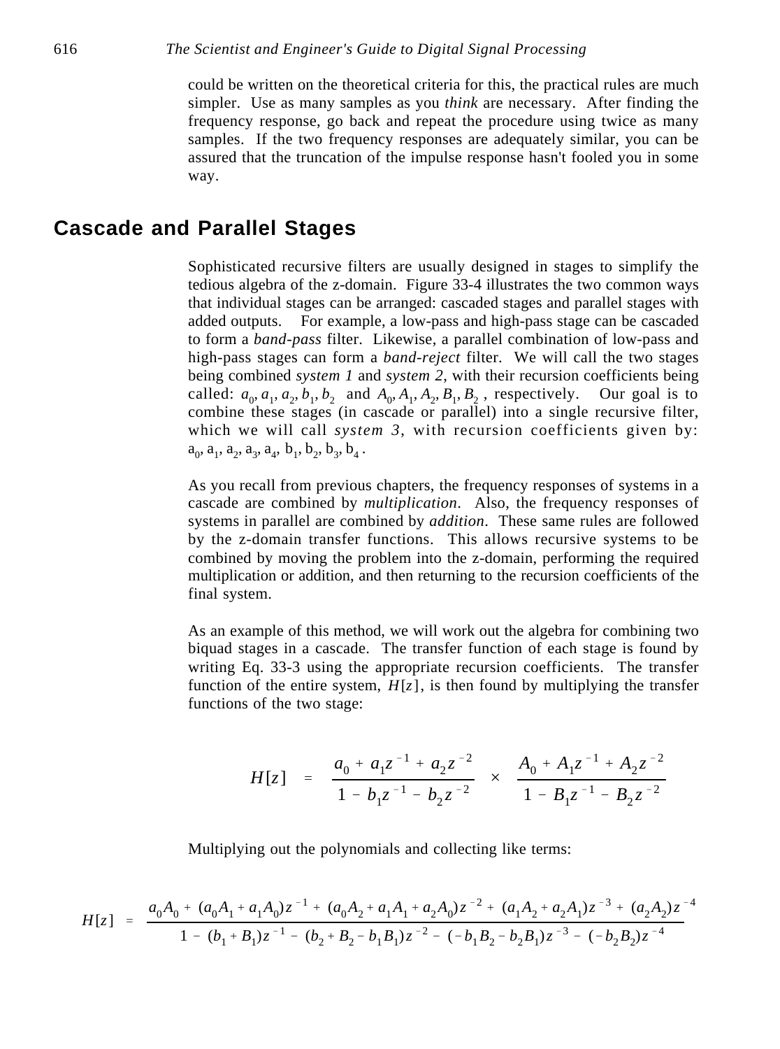could be written on the theoretical criteria for this, the practical rules are much simpler. Use as many samples as you *think* are necessary. After finding the frequency response, go back and repeat the procedure using twice as many samples. If the two frequency responses are adequately similar, you can be assured that the truncation of the impulse response hasn't fooled you in some way.

## Cascade and Parallel Stages

Sophisticated recursive filters are usually designed in stages to simplify the tedious algebra of the z-domain. Figure 33-4 illustrates the two common ways that individual stages can be arranged: cascaded stages and parallel stages with added outputs. For example, a low-pass and high-pass stage can be cascaded to form a *band-pass* filter. Likewise, a parallel combination of low-pass and high-pass stages can form a *band-reject* filter. We will call the two stages being combined *system 1* and *system 2*, with their recursion coefficients being called: $a_0, a_1, a_2, b_1, b_2$ and $A_0, A_1, A_2, B_1, B_2$, respectively. Our goal is to combine these stages (in cascade or parallel) into a single recursive filter, which we will call *system 3*, with recursion coefficients given by: $a_0, a_1, a_2, a_3, a_4, b_1, b_2, b_3, b_4$.

As you recall from previous chapters, the frequency responses of systems in a cascade are combined by *multiplication*. Also, the frequency responses of systems in parallel are combined by *addition*. These same rules are followed by the z-domain transfer functions. This allows recursive systems to be combined by moving the problem into the z-domain, performing the required multiplication or addition, and then returning to the recursion coefficients of the final system.

As an example of this method, we will work out the algebra for combining two biquad stages in a cascade. The transfer function of each stage is found by writing Eq. 33-3 using the appropriate recursion coefficients. The transfer function of the entire system, $H[z]$, is then found by multiplying the transfer functions of the two stage:

$$H[z] = \frac{a_0 + a_1 z^{-1} + a_2 z^{-2}}{1 - b_1 z^{-1} - b_2 z^{-2}} \times \frac{A_0 + A_1 z^{-1} + A_2 z^{-2}}{1 - B_1 z^{-1} - B_2 z^{-2}}$$

Multiplying out the polynomials and collecting like terms:

$$H[z] = \frac{a_0 A_0 + (a_0 A_1 + a_1 A_0) z^{-1} + (a_0 A_2 + a_1 A_1 + a_2 A_0) z^{-2} + (a_1 A_2 + a_2 A_1) z^{-3} + (a_2 A_2) z^{-4}}{1 - (b_1 + B_1) z^{-1} - (b_2 + B_2 - b_1 B_1) z^{-2} - (-b_1 B_2 - b_2 B_1) z^{-3} - (-b_2 B_2) z^{-4}}$$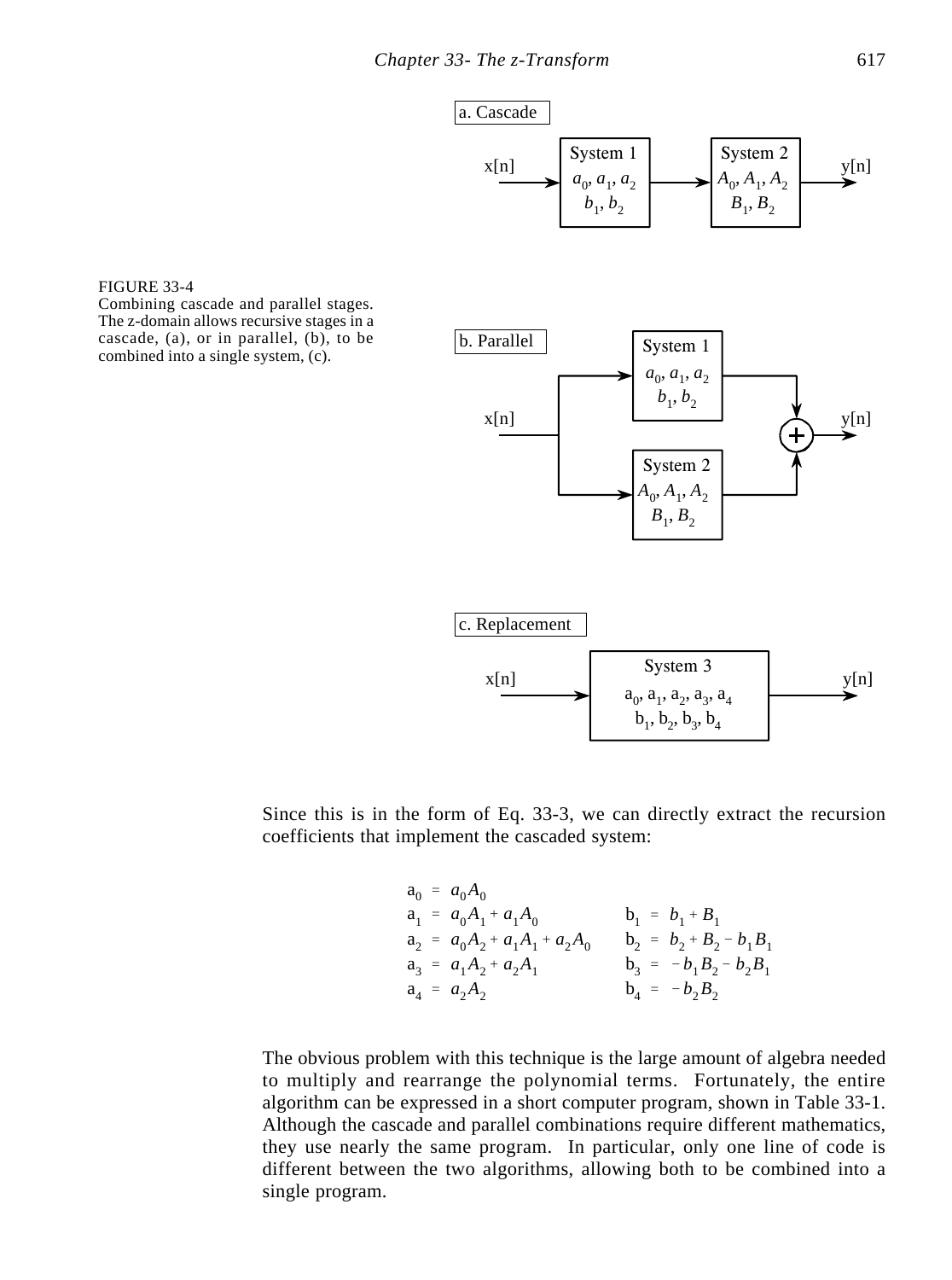a. Cascade

x[n] → System 1 ($a_0, a_1, a_2$; $b_1, b_2$) → System 2 ($A_0, A_1, A_2$; $B_1, B_2$) → y[n]

b. Parallel

x[n] → System 1 ($a_0, a_1, a_2$; $b_1, b_2$) and System 2 ($A_0, A_1, A_2$; $B_1, B_2$) → + → y[n]

c. Replacement

x[n] → System 3 ($a_0, a_1, a_2, a_3, a_4$; $b_1, b_2, b_3, b_4$) → y[n]

FIGURE 33-4
Combining cascade and parallel stages. The z-domain allows recursive stages in a cascade, (a), or in parallel, (b), to be combined into a single system, (c).

Since this is in the form of Eq. 33-3, we can directly extract the recursion coefficients that implement the cascaded system:

$$
\begin{aligned}
\mathrm{a}_0 &= a_0 A_0 & & \\
\mathrm{a}_1 &= a_0 A_1 + a_1 A_0 & \mathrm{b}_1 &= b_1 + B_1 \\
\mathrm{a}_2 &= a_0 A_2 + a_1 A_1 + a_2 A_0 & \mathrm{b}_2 &= b_2 + B_2 - b_1 B_1 \\
\mathrm{a}_3 &= a_1 A_2 + a_2 A_1 & \mathrm{b}_3 &= -b_1 B_2 - b_2 B_1 \\
\mathrm{a}_4 &= a_2 A_2 & \mathrm{b}_4 &= -b_2 B_2
\end{aligned}
$$

The obvious problem with this technique is the large amount of algebra needed to multiply and rearrange the polynomial terms. Fortunately, the entire algorithm can be expressed in a short computer program, shown in Table 33-1. Although the cascade and parallel combinations require different mathematics, they use nearly the same program. In particular, only one line of code is different between the two algorithms, allowing both to be combined into a single program.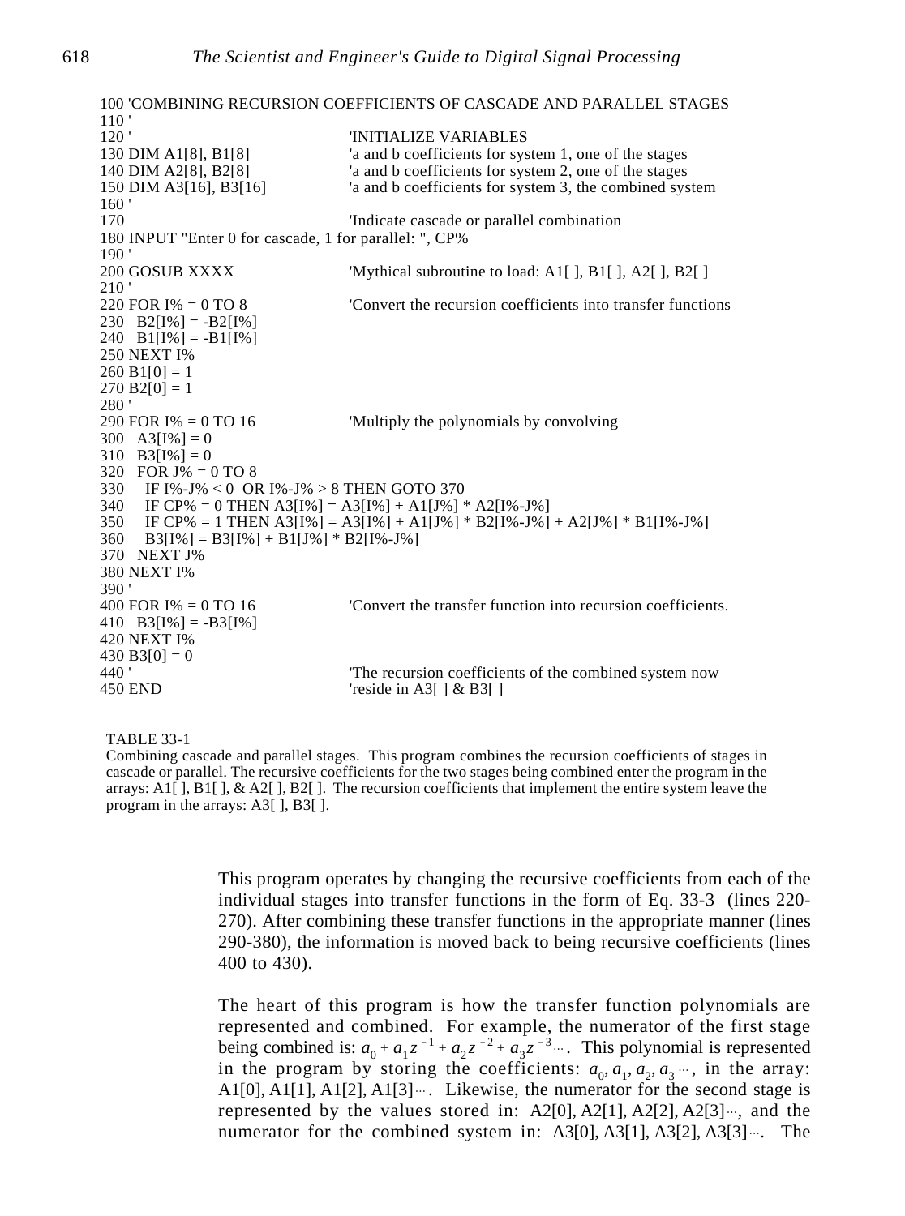```
100 'COMBINING RECURSION COEFFICIENTS OF CASCADE AND PARALLEL STAGES
110 '
120 '                               'INITIALIZE VARIABLES
130 DIM A1[8], B1[8]                'a and b coefficients for system 1, one of the stages
140 DIM A2[8], B2[8]                'a and b coefficients for system 2, one of the stages
150 DIM A3[16], B3[16]              'a and b coefficients for system 3, the combined system
160 '
170                                 'Indicate cascade or parallel combination
180 INPUT "Enter 0 for cascade, 1 for parallel: ", CP%
190 '
200 GOSUB XXXX                      'Mythical subroutine to load: A1[ ], B1[ ], A2[ ], B2[ ]
210 '
220 FOR I% = 0 TO 8                 'Convert the recursion coefficients into transfer functions
230   B2[I%] = -B2[I%]
240   B1[I%] = -B1[I%]
250 NEXT I%
260 B1[0] = 1
270 B2[0] = 1
280 '
290 FOR I% = 0 TO 16                'Multiply the polynomials by convolving
300   A3[I%] = 0
310   B3[I%] = 0
320   FOR J% = 0 TO 8
330     IF I%-J% < 0  OR I%-J% > 8 THEN GOTO 370
340     IF CP% = 0 THEN A3[I%] = A3[I%] + A1[J%] * A2[I%-J%]
350     IF CP% = 1 THEN A3[I%] = A3[I%] + A1[J%] * B2[I%-J%] + A2[J%] * B1[I%-J%]
360     B3[I%] = B3[I%] + B1[J%] * B2[I%-J%]
370   NEXT J%
380 NEXT I%
390 '
400 FOR I% = 0 TO 16                'Convert the transfer function into recursion coefficients.
410   B3[I%] = -B3[I%]
420 NEXT I%
430 B3[0] = 0
440 '                               'The recursion coefficients of the combined system now
450 END                             'reside in A3[ ] & B3[ ]
```

TABLE 33-1
Combining cascade and parallel stages. This program combines the recursion coefficients of stages in cascade or parallel. The recursive coefficients for the two stages being combined enter the program in the arrays: A1[ ], B1[ ], & A2[ ], B2[ ]. The recursion coefficients that implement the entire system leave the program in the arrays: A3[ ], B3[ ].

This program operates by changing the recursive coefficients from each of the individual stages into transfer functions in the form of Eq. 33-3 (lines 220-270). After combining these transfer functions in the appropriate manner (lines 290-380), the information is moved back to being recursive coefficients (lines 400 to 430).

The heart of this program is how the transfer function polynomials are represented and combined. For example, the numerator of the first stage being combined is: $a_0 + a_1 z^{-1} + a_2 z^{-2} + a_3 z^{-3} \cdots$. This polynomial is represented in the program by storing the coefficients: $a_0, a_1, a_2, a_3 \cdots$, in the array: A1[0], A1[1], A1[2], A1[3]$\cdots$. Likewise, the numerator for the second stage is represented by the values stored in: A2[0], A2[1], A2[2], A2[3]$\cdots$, and the numerator for the combined system in: A3[0], A3[1], A3[2], A3[3]$\cdots$. The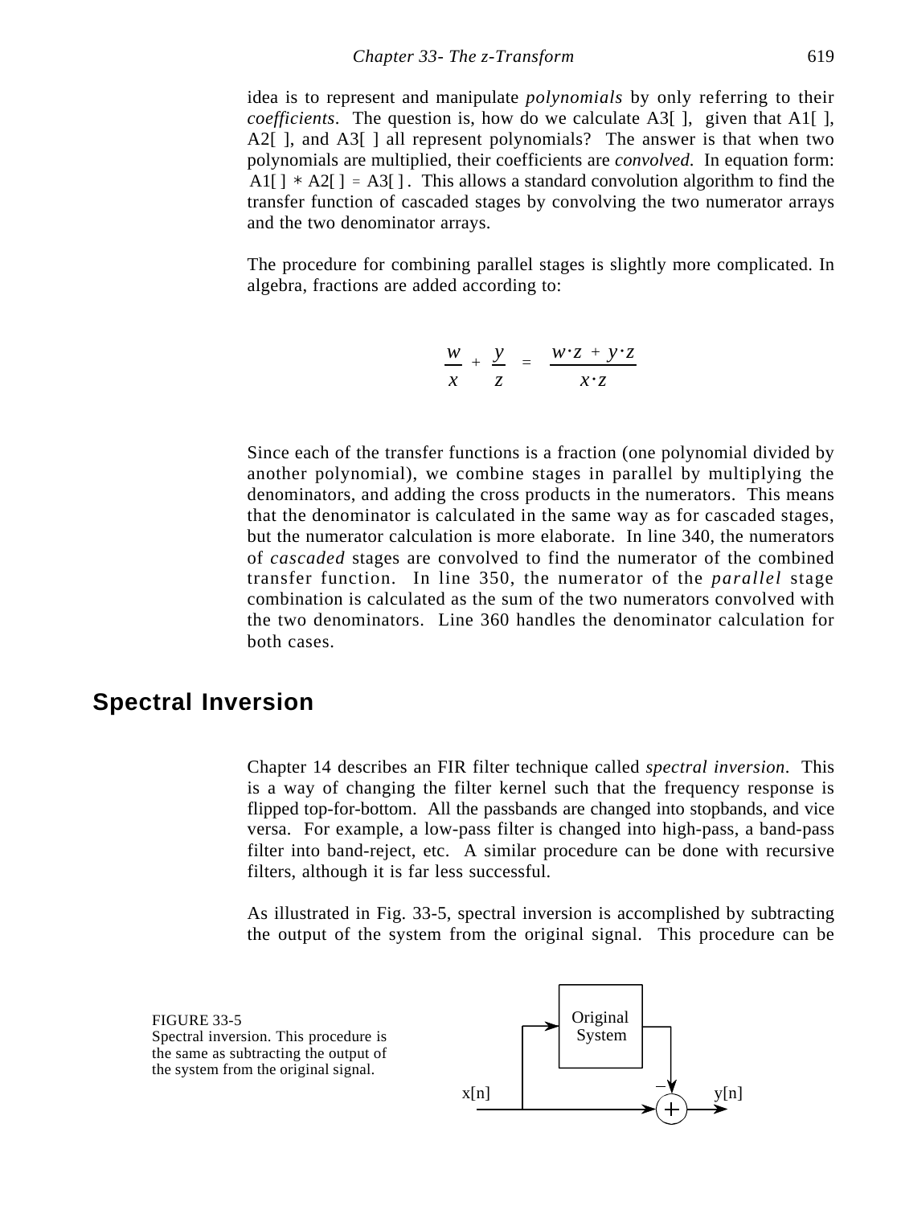idea is to represent and manipulate *polynomials* by only referring to their *coefficients*. The question is, how do we calculate A3[ ], given that A1[ ], A2[ ], and A3[ ] all represent polynomials? The answer is that when two polynomials are multiplied, their coefficients are *convolved.* In equation form: A1[ ] ∗ A2[ ] = A3[ ]. This allows a standard convolution algorithm to find the transfer function of cascaded stages by convolving the two numerator arrays and the two denominator arrays.

The procedure for combining parallel stages is slightly more complicated. In algebra, fractions are added according to:

$$\frac{w}{x} + \frac{y}{z} = \frac{w \cdot z + y \cdot z}{x \cdot z}$$

Since each of the transfer functions is a fraction (one polynomial divided by another polynomial), we combine stages in parallel by multiplying the denominators, and adding the cross products in the numerators. This means that the denominator is calculated in the same way as for cascaded stages, but the numerator calculation is more elaborate. In line 340, the numerators of *cascaded* stages are convolved to find the numerator of the combined transfer function. In line 350, the numerator of the *parallel* stage combination is calculated as the sum of the two numerators convolved with the two denominators. Line 360 handles the denominator calculation for both cases.

## Spectral Inversion

Chapter 14 describes an FIR filter technique called *spectral inversion*. This is a way of changing the filter kernel such that the frequency response is flipped top-for-bottom. All the passbands are changed into stopbands, and vice versa. For example, a low-pass filter is changed into high-pass, a band-pass filter into band-reject, etc. A similar procedure can be done with recursive filters, although it is far less successful.

As illustrated in Fig. 33-5, spectral inversion is accomplished by subtracting the output of the system from the original signal. This procedure can be

FIGURE 33-5
Spectral inversion. This procedure is the same as subtracting the output of the system from the original signal.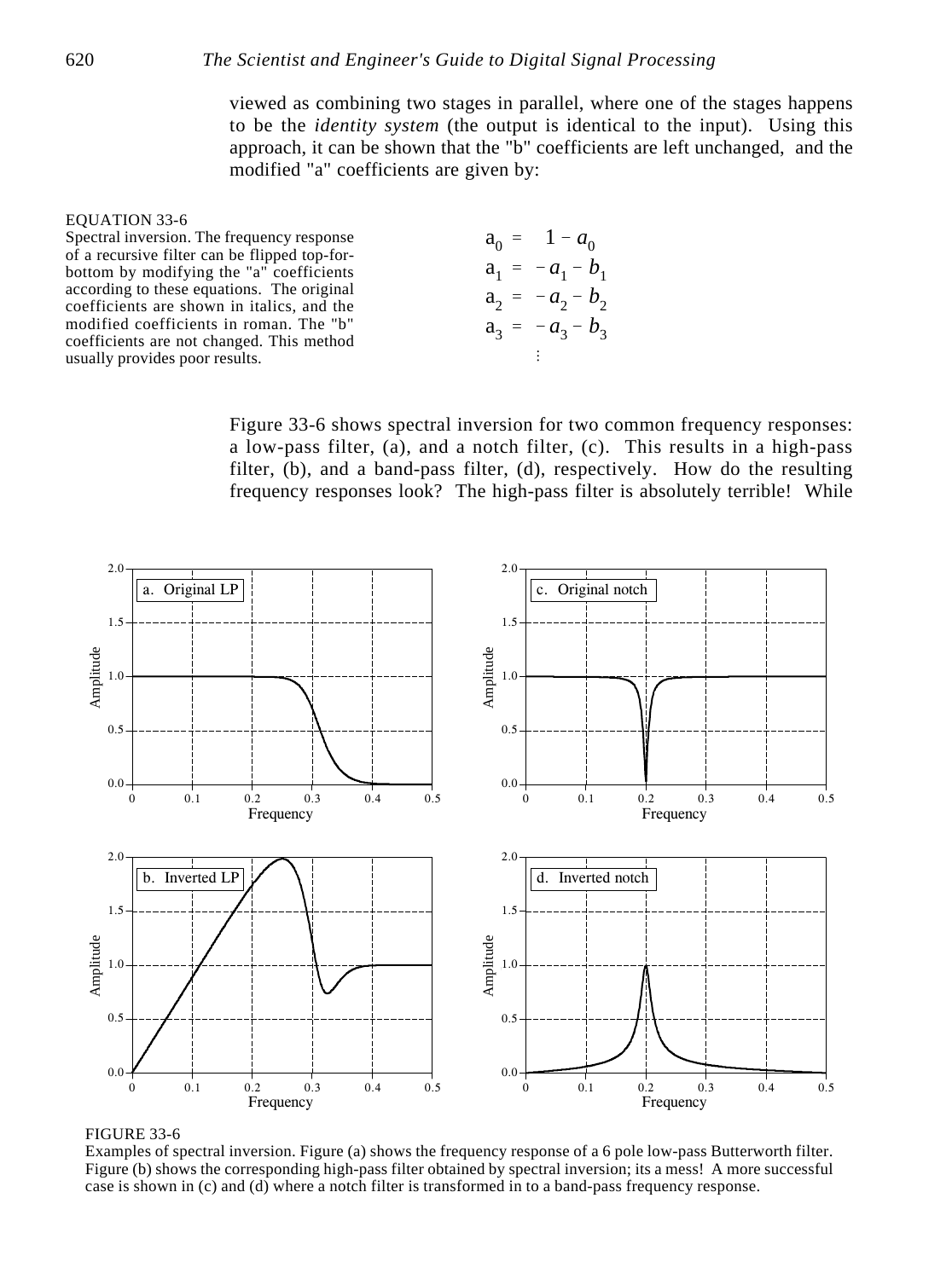viewed as combining two stages in parallel, where one of the stages happens to be the *identity system* (the output is identical to the input). Using this approach, it can be shown that the "b" coefficients are left unchanged, and the modified "a" coefficients are given by:

EQUATION 33-6
Spectral inversion. The frequency response of a recursive filter can be flipped top-for-bottom by modifying the "a" coefficients according to these equations. The original coefficients are shown in italics, and the modified coefficients in roman. The "b" coefficients are not changed. This method usually provides poor results.

$$
\begin{aligned}
\mathrm{a}_0 &= 1 - a_0 \\
\mathrm{a}_1 &= -a_1 - b_1 \\
\mathrm{a}_2 &= -a_2 - b_2 \\
\mathrm{a}_3 &= -a_3 - b_3 \\
&\vdots
\end{aligned}
$$

Figure 33-6 shows spectral inversion for two common frequency responses: a low-pass filter, (a), and a notch filter, (c). This results in a high-pass filter, (b), and a band-pass filter, (d), respectively. How do the resulting frequency responses look? The high-pass filter is absolutely terrible! While

FIGURE 33-6
Examples of spectral inversion. Figure (a) shows the frequency response of a 6 pole low-pass Butterworth filter. Figure (b) shows the corresponding high-pass filter obtained by spectral inversion; its a mess! A more successful case is shown in (c) and (d) where a notch filter is transformed in to a band-pass frequency response.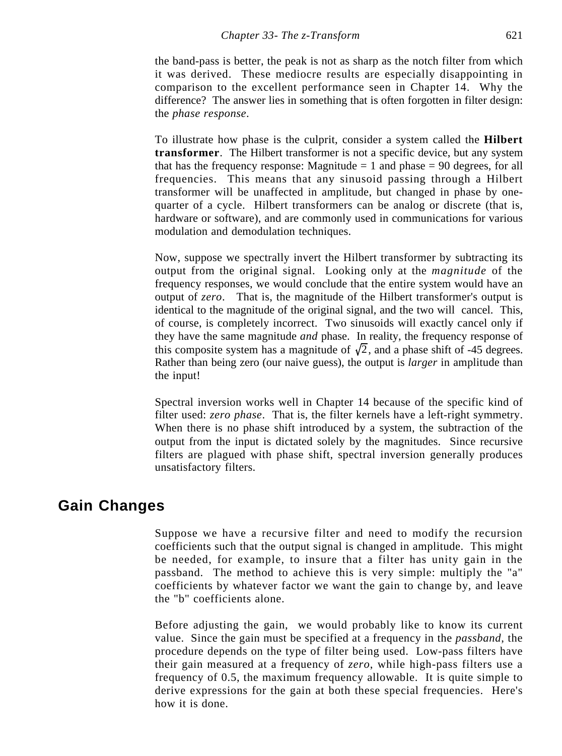the band-pass is better, the peak is not as sharp as the notch filter from which it was derived. These mediocre results are especially disappointing in comparison to the excellent performance seen in Chapter 14. Why the difference? The answer lies in something that is often forgotten in filter design: the *phase response*.

To illustrate how phase is the culprit, consider a system called the **Hilbert transformer**. The Hilbert transformer is not a specific device, but any system that has the frequency response: Magnitude = 1 and phase = 90 degrees, for all frequencies. This means that any sinusoid passing through a Hilbert transformer will be unaffected in amplitude, but changed in phase by one-quarter of a cycle. Hilbert transformers can be analog or discrete (that is, hardware or software), and are commonly used in communications for various modulation and demodulation techniques.

Now, suppose we spectrally invert the Hilbert transformer by subtracting its output from the original signal. Looking only at the *magnitude* of the frequency responses, we would conclude that the entire system would have an output of *zero*. That is, the magnitude of the Hilbert transformer's output is identical to the magnitude of the original signal, and the two will cancel. This, of course, is completely incorrect. Two sinusoids will exactly cancel only if they have the same magnitude *and* phase. In reality, the frequency response of this composite system has a magnitude of $\sqrt{2}$, and a phase shift of -45 degrees. Rather than being zero (our naive guess), the output is *larger* in amplitude than the input!

Spectral inversion works well in Chapter 14 because of the specific kind of filter used: *zero phase*. That is, the filter kernels have a left-right symmetry. When there is no phase shift introduced by a system, the subtraction of the output from the input is dictated solely by the magnitudes. Since recursive filters are plagued with phase shift, spectral inversion generally produces unsatisfactory filters.

## Gain Changes

Suppose we have a recursive filter and need to modify the recursion coefficients such that the output signal is changed in amplitude. This might be needed, for example, to insure that a filter has unity gain in the passband. The method to achieve this is very simple: multiply the "a" coefficients by whatever factor we want the gain to change by, and leave the "b" coefficients alone.

Before adjusting the gain, we would probably like to know its current value. Since the gain must be specified at a frequency in the *passband*, the procedure depends on the type of filter being used. Low-pass filters have their gain measured at a frequency of *zero*, while high-pass filters use a frequency of 0.5, the maximum frequency allowable. It is quite simple to derive expressions for the gain at both these special frequencies. Here's how it is done.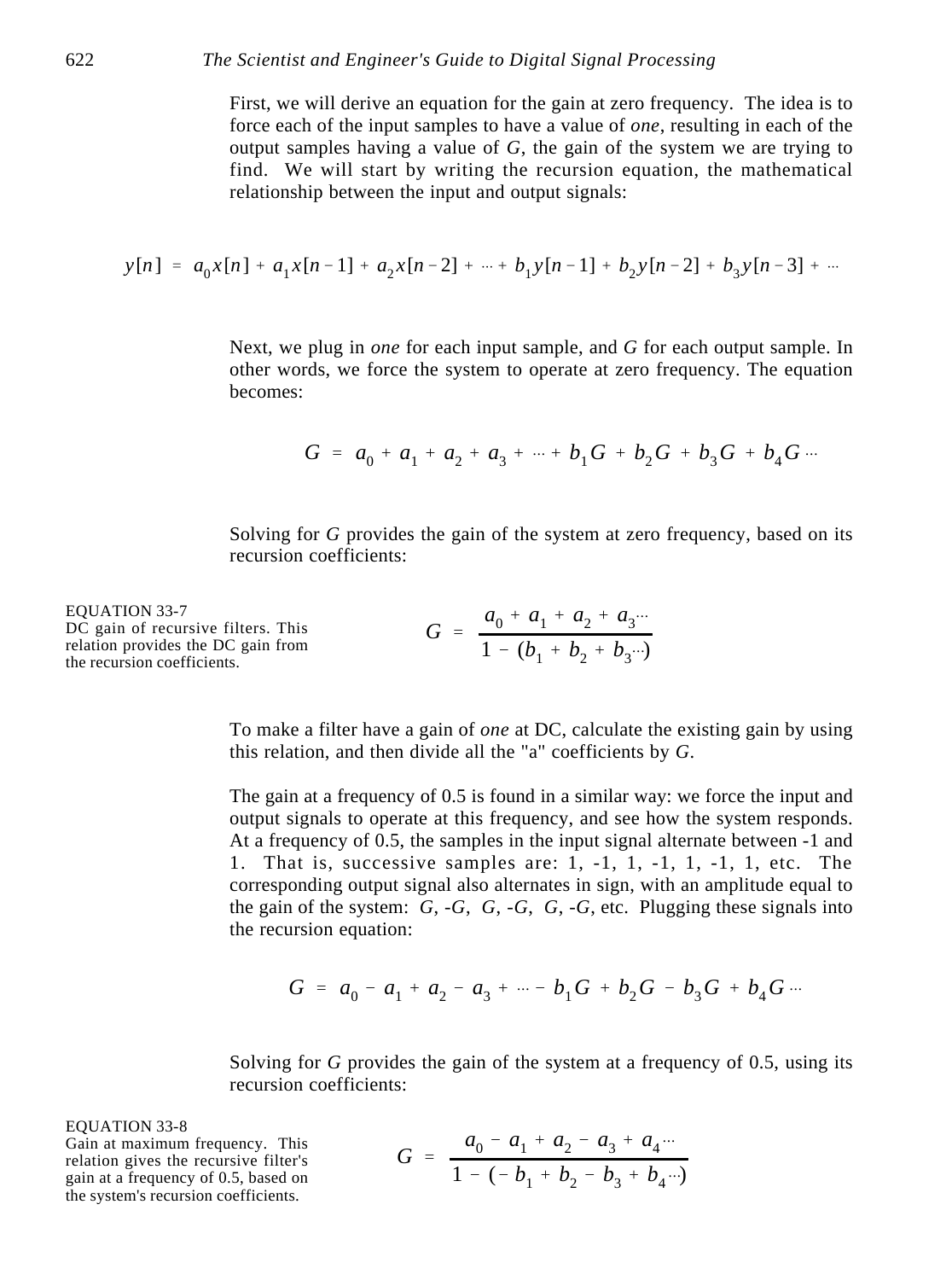First, we will derive an equation for the gain at zero frequency. The idea is to force each of the input samples to have a value of *one*, resulting in each of the output samples having a value of $G$, the gain of the system we are trying to find. We will start by writing the recursion equation, the mathematical relationship between the input and output signals:

$$y[n] = a_0 x[n] + a_1 x[n-1] + a_2 x[n-2] + \cdots + b_1 y[n-1] + b_2 y[n-2] + b_3 y[n-3] + \cdots$$

Next, we plug in *one* for each input sample, and $G$ for each output sample. In other words, we force the system to operate at zero frequency. The equation becomes:

$$G = a_0 + a_1 + a_2 + a_3 + \cdots + b_1 G + b_2 G + b_3 G + b_4 G \cdots$$

Solving for $G$ provides the gain of the system at zero frequency, based on its recursion coefficients:

EQUATION 33-7
DC gain of recursive filters. This relation provides the DC gain from the recursion coefficients.

$$G = \frac{a_0 + a_1 + a_2 + a_3 \cdots}{1 - (b_1 + b_2 + b_3 \cdots)}$$

To make a filter have a gain of *one* at DC, calculate the existing gain by using this relation, and then divide all the "a" coefficients by $G$.

The gain at a frequency of 0.5 is found in a similar way: we force the input and output signals to operate at this frequency, and see how the system responds. At a frequency of 0.5, the samples in the input signal alternate between -1 and 1. That is, successive samples are: 1, -1, 1, -1, 1, -1, 1, etc. The corresponding output signal also alternates in sign, with an amplitude equal to the gain of the system: $G$, $-G$, $G$, $-G$, $G$, $-G$, etc. Plugging these signals into the recursion equation:

$$G = a_0 - a_1 + a_2 - a_3 + \cdots - b_1 G + b_2 G - b_3 G + b_4 G \cdots$$

Solving for $G$ provides the gain of the system at a frequency of 0.5, using its recursion coefficients:

EQUATION 33-8
Gain at maximum frequency. This relation gives the recursive filter's gain at a frequency of 0.5, based on the system's recursion coefficients.

$$G = \frac{a_0 - a_1 + a_2 - a_3 + a_4 \cdots}{1 - (-b_1 + b_2 - b_3 + b_4 \cdots)}$$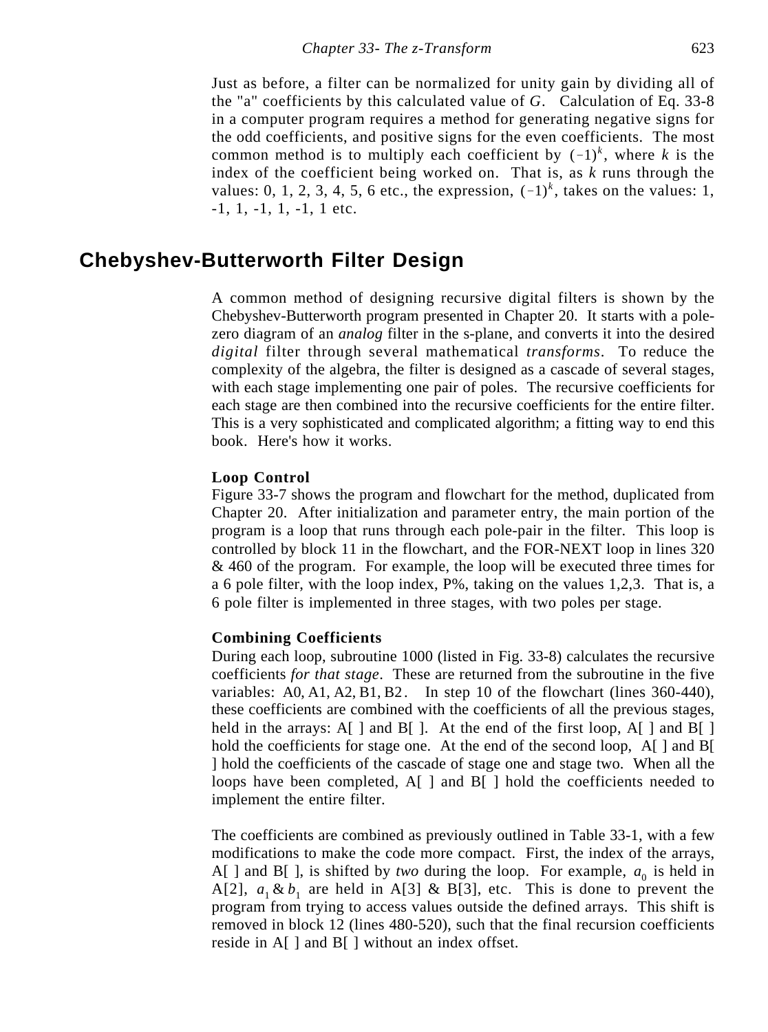Just as before, a filter can be normalized for unity gain by dividing all of the "a" coefficients by this calculated value of *G*. Calculation of Eq. 33-8 in a computer program requires a method for generating negative signs for the odd coefficients, and positive signs for the even coefficients. The most common method is to multiply each coefficient by $(-1)^k$, where *k* is the index of the coefficient being worked on. That is, as *k* runs through the values: 0, 1, 2, 3, 4, 5, 6 etc., the expression, $(-1)^k$, takes on the values: 1, -1, 1, -1, 1, -1, 1 etc.

## Chebyshev-Butterworth Filter Design

A common method of designing recursive digital filters is shown by the Chebyshev-Butterworth program presented in Chapter 20. It starts with a pole-zero diagram of an *analog* filter in the s-plane, and converts it into the desired *digital* filter through several mathematical *transforms*. To reduce the complexity of the algebra, the filter is designed as a cascade of several stages, with each stage implementing one pair of poles. The recursive coefficients for each stage are then combined into the recursive coefficients for the entire filter. This is a very sophisticated and complicated algorithm; a fitting way to end this book. Here's how it works.

### Loop Control

Figure 33-7 shows the program and flowchart for the method, duplicated from Chapter 20. After initialization and parameter entry, the main portion of the program is a loop that runs through each pole-pair in the filter. This loop is controlled by block 11 in the flowchart, and the FOR-NEXT loop in lines 320 & 460 of the program. For example, the loop will be executed three times for a 6 pole filter, with the loop index, P%, taking on the values 1,2,3. That is, a 6 pole filter is implemented in three stages, with two poles per stage.

### Combining Coefficients

During each loop, subroutine 1000 (listed in Fig. 33-8) calculates the recursive coefficients *for that stage*. These are returned from the subroutine in the five variables: A0, A1, A2, B1, B2. In step 10 of the flowchart (lines 360-440), these coefficients are combined with the coefficients of all the previous stages, held in the arrays: A[ ] and B[ ]. At the end of the first loop, A[ ] and B[ ] hold the coefficients for stage one. At the end of the second loop, A[ ] and B[ ] hold the coefficients of the cascade of stage one and stage two. When all the loops have been completed, A[ ] and B[ ] hold the coefficients needed to implement the entire filter.

The coefficients are combined as previously outlined in Table 33-1, with a few modifications to make the code more compact. First, the index of the arrays, A[ ] and B[ ], is shifted by *two* during the loop. For example, $a_0$ is held in A[2], $a_1$ & $b_1$ are held in A[3] & B[3], etc. This is done to prevent the program from trying to access values outside the defined arrays. This shift is removed in block 12 (lines 480-520), such that the final recursion coefficients reside in A[ ] and B[ ] without an index offset.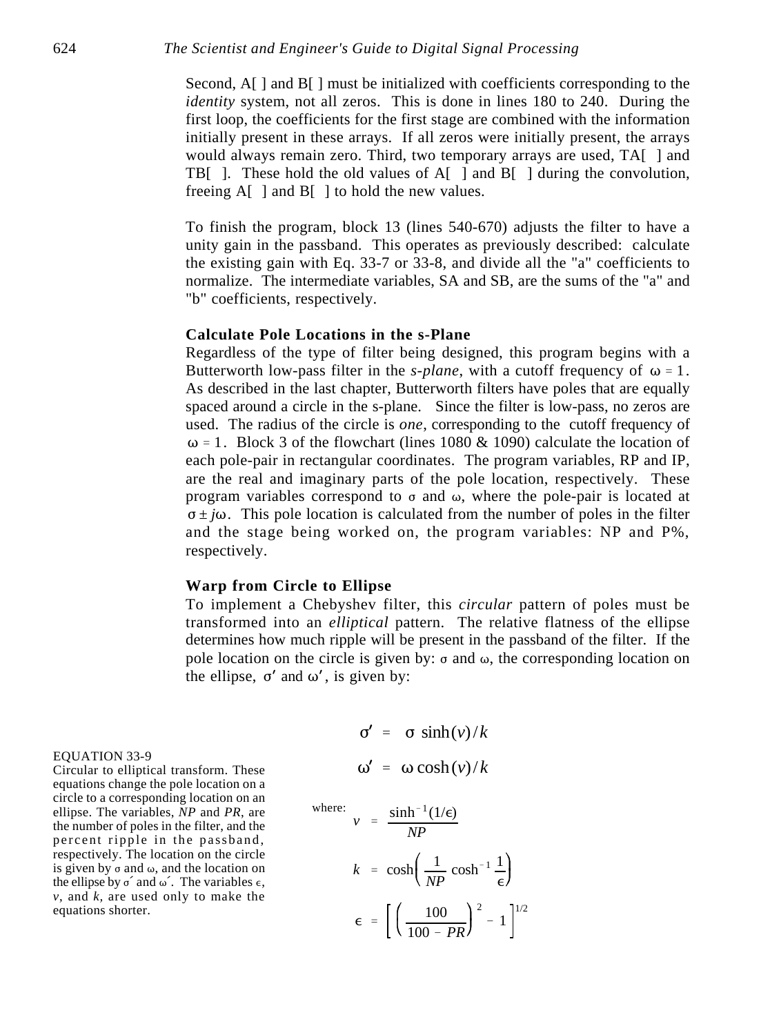Second, A[ ] and B[ ] must be initialized with coefficients corresponding to the *identity* system, not all zeros. This is done in lines 180 to 240. During the first loop, the coefficients for the first stage are combined with the information initially present in these arrays. If all zeros were initially present, the arrays would always remain zero. Third, two temporary arrays are used, TA[ ] and TB[ ]. These hold the old values of A[ ] and B[ ] during the convolution, freeing A[ ] and B[ ] to hold the new values.

To finish the program, block 13 (lines 540-670) adjusts the filter to have a unity gain in the passband. This operates as previously described: calculate the existing gain with Eq. 33-7 or 33-8, and divide all the "a" coefficients to normalize. The intermediate variables, SA and SB, are the sums of the "a" and "b" coefficients, respectively.

### Calculate Pole Locations in the s-Plane

Regardless of the type of filter being designed, this program begins with a Butterworth low-pass filter in the *s-plane*, with a cutoff frequency of $\omega = 1$. As described in the last chapter, Butterworth filters have poles that are equally spaced around a circle in the s-plane. Since the filter is low-pass, no zeros are used. The radius of the circle is *one*, corresponding to the cutoff frequency of $\omega = 1$. Block 3 of the flowchart (lines 1080 & 1090) calculate the location of each pole-pair in rectangular coordinates. The program variables, RP and IP, are the real and imaginary parts of the pole location, respectively. These program variables correspond to $\sigma$ and $\omega$, where the pole-pair is located at $\sigma \pm j\omega$. This pole location is calculated from the number of poles in the filter and the stage being worked on, the program variables: NP and P%, respectively.

### Warp from Circle to Ellipse

To implement a Chebyshev filter, this *circular* pattern of poles must be transformed into an *elliptical* pattern. The relative flatness of the ellipse determines how much ripple will be present in the passband of the filter. If the pole location on the circle is given by: $\sigma$ and $\omega$, the corresponding location on the ellipse, $\sigma'$ and $\omega'$, is given by:

$$\sigma' = \sigma \sinh(v)/k$$

$$\omega' = \omega \cosh(v)/k$$

where:

$$v = \frac{\sinh^{-1}(1/\epsilon)}{NP}$$

$$k = \cosh\left(\frac{1}{NP}\cosh^{-1}\frac{1}{\epsilon}\right)$$

$$\epsilon = \left[\left(\frac{100}{100 - PR}\right)^2 - 1\right]^{1/2}$$

EQUATION 33-9
Circular to elliptical transform. These equations change the pole location on a circle to a corresponding location on an ellipse. The variables, *NP* and *PR*, are the number of poles in the filter, and the percent ripple in the passband, respectively. The location on the circle is given by $\sigma$ and $\omega$, and the location on the ellipse by $\sigma'$ and $\omega'$. The variables $\epsilon$, $v$, and $k$, are used only to make the equations shorter.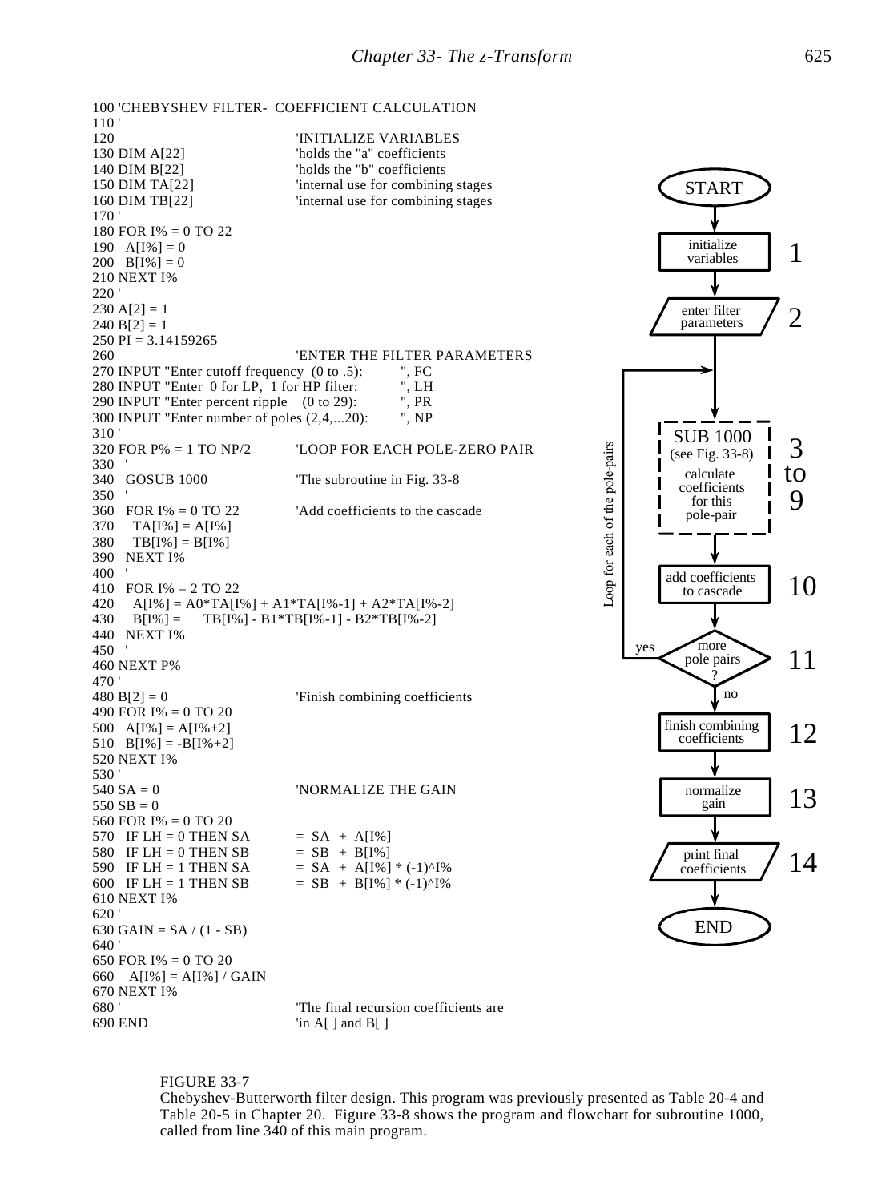```
100 'CHEBYSHEV FILTER- COEFFICIENT CALCULATION
110 '
120                             'INITIALIZE VARIABLES
130 DIM A[22]                   'holds the "a" coefficients
140 DIM B[22]                   'holds the "b" coefficients
150 DIM TA[22]                  'internal use for combining stages
160 DIM TB[22]                  'internal use for combining stages
170 '
180 FOR I% = 0 TO 22
190   A[I%] = 0
200   B[I%] = 0
210 NEXT I%
220 '
230 A[2] = 1
240 B[2] = 1
250 PI = 3.14159265
260                             'ENTER THE FILTER PARAMETERS
270 INPUT "Enter cutoff frequency (0 to .5):      ", FC
280 INPUT "Enter 0 for LP, 1 for HP filter:       ", LH
290 INPUT "Enter percent ripple (0 to 29):        ", PR
300 INPUT "Enter number of poles (2,4,...20):     ", NP
310 '
320 FOR P% = 1 TO NP/2          'LOOP FOR EACH POLE-ZERO PAIR
330   '
340   GOSUB 1000                'The subroutine in Fig. 33-8
350   '
360   FOR I% = 0 TO 22          'Add coefficients to the cascade
370     TA[I%] = A[I%]
380     TB[I%] = B[I%]
390   NEXT I%
400   '
410   FOR I% = 2 TO 22
420     A[I%] = A0*TA[I%] + A1*TA[I%-1] + A2*TA[I%-2]
430     B[I%] =    TB[I%] - B1*TB[I%-1] - B2*TB[I%-2]
440   NEXT I%
450   '
460 NEXT P%
470 '
480 B[2] = 0                    'Finish combining coefficients
490 FOR I% = 0 TO 20
500   A[I%] = A[I%+2]
510   B[I%] = -B[I%+2]
520 NEXT I%
530 '
540 SA = 0                      'NORMALIZE THE GAIN
550 SB = 0
560 FOR I% = 0 TO 20
570   IF LH = 0 THEN SA         = SA + A[I%]
580   IF LH = 0 THEN SB         = SB + B[I%]
590   IF LH = 1 THEN SA         = SA + A[I%] * (-1)^I%
600   IF LH = 1 THEN SB         = SB + B[I%] * (-1)^I%
610 NEXT I%
620 '
630 GAIN = SA / (1 - SB)
640 '
650 FOR I% = 0 TO 20
660   A[I%] = A[I%] / GAIN
670 NEXT I%
680 '                           'The final recursion coefficients are
690 END                         'in A[ ] and B[ ]
```

Flowchart:

- START
- 1: initialize variables
- 2: enter filter parameters
- 3 to 9: SUB 1000 (see Fig. 33-8) calculate coefficients for this pole-pair
- 10: add coefficients to cascade
- 11: more pole pairs? (yes → loop back to SUB 1000; no → continue) — Loop for each of the pole-pairs
- 12: finish combining coefficients
- 13: normalize gain
- 14: print final coefficients
- END

FIGURE 33-7
Chebyshev-Butterworth filter design. This program was previously presented as Table 20-4 and Table 20-5 in Chapter 20. Figure 33-8 shows the program and flowchart for subroutine 1000, called from line 340 of this main program.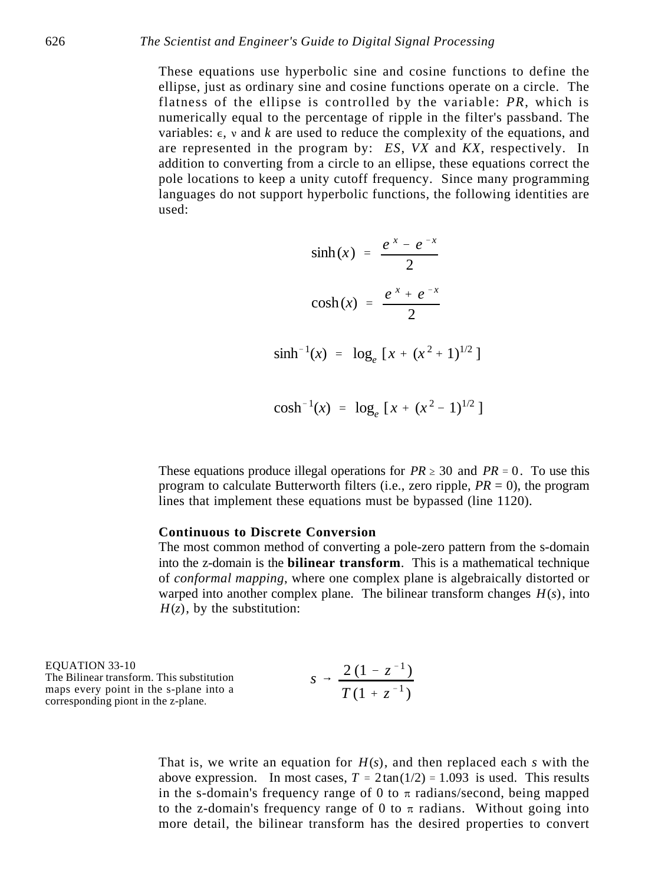These equations use hyperbolic sine and cosine functions to define the ellipse, just as ordinary sine and cosine functions operate on a circle. The flatness of the ellipse is controlled by the variable: *PR*, which is numerically equal to the percentage of ripple in the filter's passband. The variables: $\epsilon$, $\nu$ and $k$ are used to reduce the complexity of the equations, and are represented in the program by: *ES*, *VX* and *KX*, respectively. In addition to converting from a circle to an ellipse, these equations correct the pole locations to keep a unity cutoff frequency. Since many programming languages do not support hyperbolic functions, the following identities are used:

$$\sinh(x) = \frac{e^{x} - e^{-x}}{2}$$

$$\cosh(x) = \frac{e^{x} + e^{-x}}{2}$$

$$\sinh^{-1}(x) = \log_e \left[ x + (x^2 + 1)^{1/2} \right]$$

$$\cosh^{-1}(x) = \log_e \left[ x + (x^2 - 1)^{1/2} \right]$$

These equations produce illegal operations for $PR \geq 30$ and $PR = 0$. To use this program to calculate Butterworth filters (i.e., zero ripple, $PR = 0$), the program lines that implement these equations must be bypassed (line 1120).

**Continuous to Discrete Conversion**

The most common method of converting a pole-zero pattern from the s-domain into the z-domain is the **bilinear transform**. This is a mathematical technique of *conformal mapping*, where one complex plane is algebraically distorted or warped into another complex plane. The bilinear transform changes $H(s)$, into $H(z)$, by the substitution:

EQUATION 33-10
The Bilinear transform. This substitution maps every point in the s-plane into a corresponding piont in the z-plane.

$$s \rightarrow \frac{2(1 - z^{-1})}{T(1 + z^{-1})}$$

That is, we write an equation for $H(s)$, and then replaced each $s$ with the above expression. In most cases, $T = 2\tan(1/2) = 1.093$ is used. This results in the s-domain's frequency range of 0 to $\pi$ radians/second, being mapped to the z-domain's frequency range of 0 to $\pi$ radians. Without going into more detail, the bilinear transform has the desired properties to convert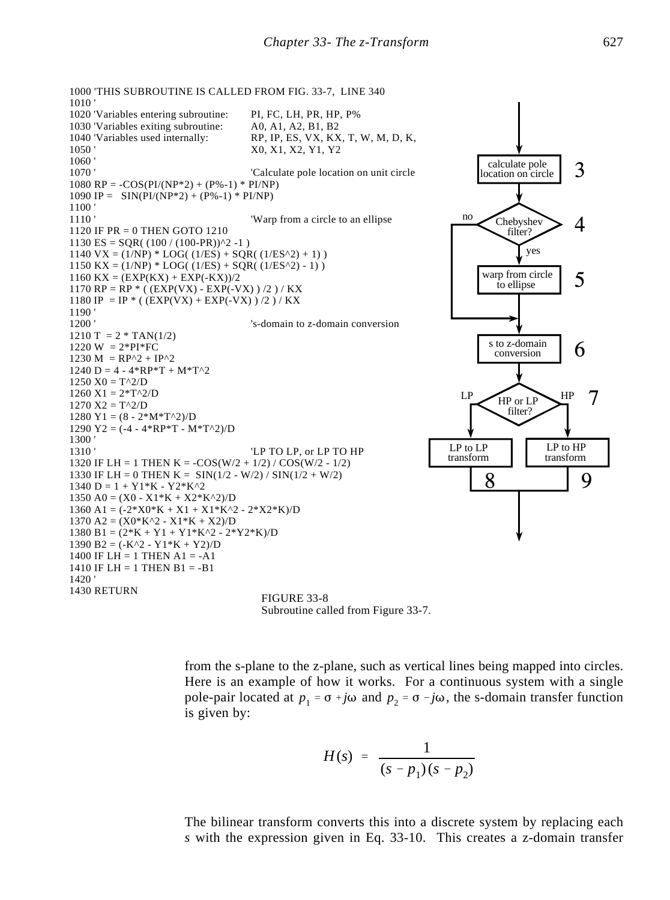```
1000 'THIS SUBROUTINE IS CALLED FROM FIG. 33-7, LINE 340
1010 '
1020 'Variables entering subroutine:     PI, FC, LH, PR, HP, P%
1030 'Variables exiting subroutine:      A0, A1, A2, B1, B2
1040 'Variables used internally:         RP, IP, ES, VX, KX, T, W, M, D, K,
1050 '                                   X0, X1, X2, Y1, Y2
1060 '
1070 '                                   'Calculate pole location on unit circle
1080 RP = -COS(PI/(NP*2) + (P%-1) * PI/NP)
1090 IP =   SIN(PI/(NP*2) + (P%-1) * PI/NP)
1100 '
1110 '                                   'Warp from a circle to an ellipse
1120 IF PR = 0 THEN GOTO 1210
1130 ES = SQR( (100 / (100-PR))^2 -1 )
1140 VX = (1/NP) * LOG( (1/ES) + SQR( (1/ES^2) + 1) )
1150 KX = (1/NP) * LOG( (1/ES) + SQR( (1/ES^2) - 1) )
1160 KX = (EXP(KX) + EXP(-KX))/2
1170 RP = RP * ( (EXP(VX) - EXP(-VX) ) /2 ) / KX
1180 IP  = IP * ( (EXP(VX) + EXP(-VX) ) /2 ) / KX
1190 '
1200 '                                   's-domain to z-domain conversion
1210 T  = 2 * TAN(1/2)
1220 W  = 2*PI*FC
1230 M  = RP^2 + IP^2
1240 D = 4 - 4*RP*T + M*T^2
1250 X0 = T^2/D
1260 X1 = 2*T^2/D
1270 X2 = T^2/D
1280 Y1 = (8 - 2*M*T^2)/D
1290 Y2 = (-4 - 4*RP*T - M*T^2)/D
1300 '
1310 '                                   'LP TO LP, or LP TO HP
1320 IF LH = 1 THEN K = -COS(W/2 + 1/2) / COS(W/2 - 1/2)
1330 IF LH = 0 THEN K =  SIN(1/2 - W/2) / SIN(1/2 + W/2)
1340 D = 1 + Y1*K - Y2*K^2
1350 A0 = (X0 - X1*K + X2*K^2)/D
1360 A1 = (-2*X0*K + X1 + X1*K^2 - 2*X2*K)/D
1370 A2 = (X0*K^2 - X1*K + X2)/D
1380 B1 = (2*K + Y1 + Y1*K^2 - 2*Y2*K)/D
1390 B2 = (-K^2 - Y1*K + Y2)/D
1400 IF LH = 1 THEN A1 = -A1
1410 IF LH = 1 THEN B1 = -B1
1420 '
1430 RETURN
```

Flowchart: calculate pole location on circle (3) → Chebyshev filter? (4) — yes → warp from circle to ellipse (5); no → skip → s to z-domain conversion (6) → HP or LP filter? (7) — LP → LP to LP transform (8); HP → LP to HP transform (9)

FIGURE 33-8
Subroutine called from Figure 33-7.

from the s-plane to the z-plane, such as vertical lines being mapped into circles. Here is an example of how it works. For a continuous system with a single pole-pair located at $p_1 = \sigma + j\omega$ and $p_2 = \sigma - j\omega$, the s-domain transfer function is given by:

$$H(s) = \frac{1}{(s - p_1)(s - p_2)}$$

The bilinear transform converts this into a discrete system by replacing each *s* with the expression given in Eq. 33-10. This creates a z-domain transfer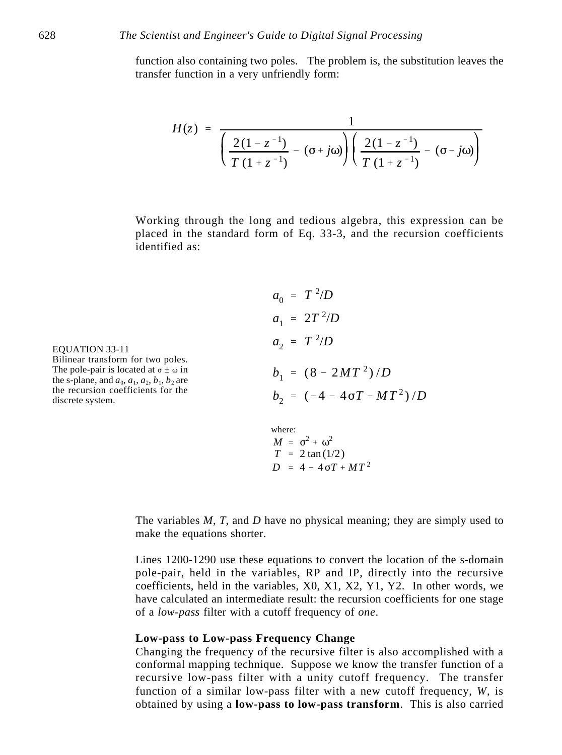function also containing two poles. The problem is, the substitution leaves the transfer function in a very unfriendly form:

$$H(z) = \frac{1}{\left( \frac{2(1 - z^{-1})}{T(1 + z^{-1})} - (\sigma + j\omega) \right) \left( \frac{2(1 - z^{-1})}{T(1 + z^{-1})} - (\sigma - j\omega) \right)}$$

Working through the long and tedious algebra, this expression can be placed in the standard form of Eq. 33-3, and the recursion coefficients identified as:

EQUATION 33-11
Bilinear transform for two poles. The pole-pair is located at $\sigma \pm \omega$ in the s-plane, and $a_0$, $a_1$, $a_2$, $b_1$, $b_2$ are the recursion coefficients for the discrete system.

$$a_0 = T^2/D$$

$$a_1 = 2T^2/D$$

$$a_2 = T^2/D$$

$$b_1 = (8 - 2MT^2)/D$$

$$b_2 = (-4 - 4\sigma T - MT^2)/D$$

where:

$$M = \sigma^2 + \omega^2$$

$$T = 2\tan(1/2)$$

$$D = 4 - 4\sigma T + MT^2$$

The variables $M$, $T$, and $D$ have no physical meaning; they are simply used to make the equations shorter.

Lines 1200-1290 use these equations to convert the location of the s-domain pole-pair, held in the variables, RP and IP, directly into the recursive coefficients, held in the variables, X0, X1, X2, Y1, Y2. In other words, we have calculated an intermediate result: the recursion coefficients for one stage of a *low-pass* filter with a cutoff frequency of *one*.

**Low-pass to Low-pass Frequency Change**

Changing the frequency of the recursive filter is also accomplished with a conformal mapping technique. Suppose we know the transfer function of a recursive low-pass filter with a unity cutoff frequency. The transfer function of a similar low-pass filter with a new cutoff frequency, $W$, is obtained by using a **low-pass to low-pass transform**. This is also carried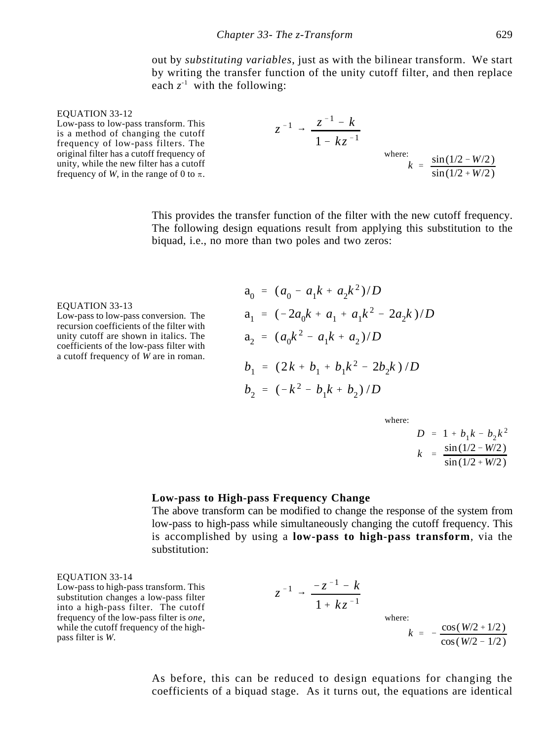out by *substituting variables*, just as with the bilinear transform. We start by writing the transfer function of the unity cutoff filter, and then replace each $z^{-1}$ with the following:

EQUATION 33-12
Low-pass to low-pass transform. This is a method of changing the cutoff frequency of low-pass filters. The original filter has a cutoff frequency of unity, while the new filter has a cutoff frequency of *W*, in the range of 0 to $\pi$.

$$z^{-1} \rightarrow \frac{z^{-1} - k}{1 - kz^{-1}}$$

where:

$$k = \frac{\sin(1/2 - W/2)}{\sin(1/2 + W/2)}$$

This provides the transfer function of the filter with the new cutoff frequency. The following design equations result from applying this substitution to the biquad, i.e., no more than two poles and two zeros:

EQUATION 33-13
Low-pass to low-pass conversion. The recursion coefficients of the filter with unity cutoff are shown in italics. The coefficients of the low-pass filter with a cutoff frequency of *W* are in roman.

$$\mathrm{a}_0 = (a_0 - a_1 k + a_2 k^2)/D$$

$$\mathrm{a}_1 = (-2a_0 k + a_1 + a_1 k^2 - 2a_2 k)/D$$

$$\mathrm{a}_2 = (a_0 k^2 - a_1 k + a_2)/D$$

$$\mathrm{b}_1 = (2k + b_1 + b_1 k^2 - 2b_2 k)/D$$

$$\mathrm{b}_2 = (-k^2 - b_1 k + b_2)/D$$

where:

$$D = 1 + b_1 k - b_2 k^2$$

$$k = \frac{\sin(1/2 - W/2)}{\sin(1/2 + W/2)}$$

**Low-pass to High-pass Frequency Change**

The above transform can be modified to change the response of the system from low-pass to high-pass while simultaneously changing the cutoff frequency. This is accomplished by using a **low-pass to high-pass transform**, via the substitution:

EQUATION 33-14
Low-pass to high-pass transform. This substitution changes a low-pass filter into a high-pass filter. The cutoff frequency of the low-pass filter is *one*, while the cutoff frequency of the high-pass filter is *W*.

$$z^{-1} \rightarrow \frac{-z^{-1} - k}{1 + kz^{-1}}$$

where:

$$k = -\frac{\cos(W/2 + 1/2)}{\cos(W/2 - 1/2)}$$

As before, this can be reduced to design equations for changing the coefficients of a biquad stage. As it turns out, the equations are identical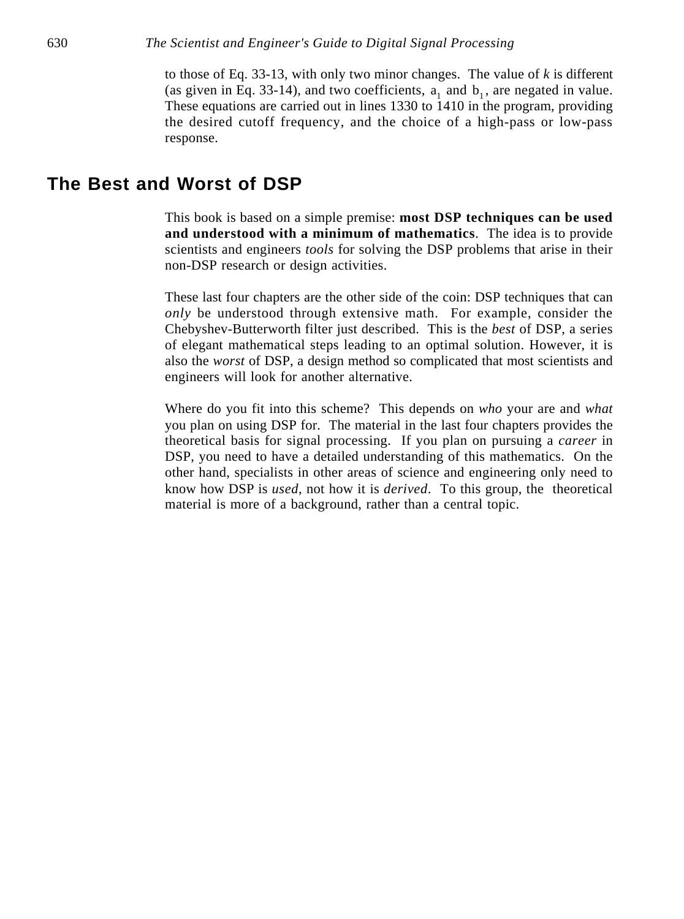to those of Eq. 33-13, with only two minor changes. The value of *k* is different (as given in Eq. 33-14), and two coefficients, $a_1$ and $b_1$, are negated in value. These equations are carried out in lines 1330 to 1410 in the program, providing the desired cutoff frequency, and the choice of a high-pass or low-pass response.

## The Best and Worst of DSP

This book is based on a simple premise: **most DSP techniques can be used and understood with a minimum of mathematics**. The idea is to provide scientists and engineers *tools* for solving the DSP problems that arise in their non-DSP research or design activities.

These last four chapters are the other side of the coin: DSP techniques that can *only* be understood through extensive math. For example, consider the Chebyshev-Butterworth filter just described. This is the *best* of DSP, a series of elegant mathematical steps leading to an optimal solution. However, it is also the *worst* of DSP, a design method so complicated that most scientists and engineers will look for another alternative.

Where do you fit into this scheme? This depends on *who* your are and *what* you plan on using DSP for. The material in the last four chapters provides the theoretical basis for signal processing. If you plan on pursuing a *career* in DSP, you need to have a detailed understanding of this mathematics. On the other hand, specialists in other areas of science and engineering only need to know how DSP is *used*, not how it is *derived*. To this group, the theoretical material is more of a background, rather than a central topic.